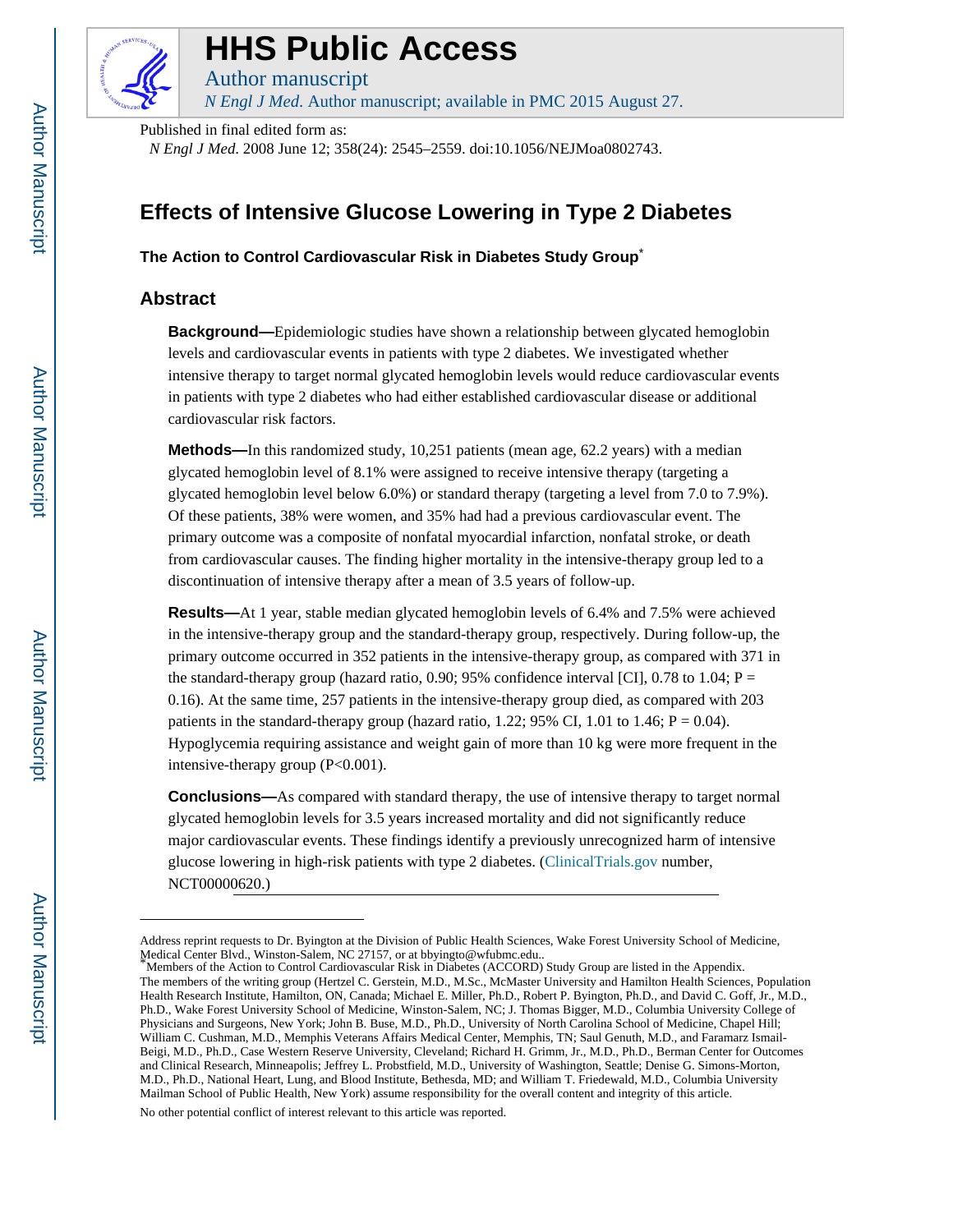# HHS Public Access

Author manuscript

*N Engl J Med*. Author manuscript; available in PMC 2015 August 27.

Published in final edited form as:

*N Engl J Med*. 2008 June 12; 358(24): 2545–2559. doi:10.1056/NEJMoa0802743.

# Effects of Intensive Glucose Lowering in Type 2 Diabetes

**The Action to Control Cardiovascular Risk in Diabetes Study Group***

## Abstract

**Background—**Epidemiologic studies have shown a relationship between glycated hemoglobin levels and cardiovascular events in patients with type 2 diabetes. We investigated whether intensive therapy to target normal glycated hemoglobin levels would reduce cardiovascular events in patients with type 2 diabetes who had either established cardiovascular disease or additional cardiovascular risk factors.

**Methods—**In this randomized study, 10,251 patients (mean age, 62.2 years) with a median glycated hemoglobin level of 8.1% were assigned to receive intensive therapy (targeting a glycated hemoglobin level below 6.0%) or standard therapy (targeting a level from 7.0 to 7.9%). Of these patients, 38% were women, and 35% had had a previous cardiovascular event. The primary outcome was a composite of nonfatal myocardial infarction, nonfatal stroke, or death from cardiovascular causes. The finding higher mortality in the intensive-therapy group led to a discontinuation of intensive therapy after a mean of 3.5 years of follow-up.

**Results—**At 1 year, stable median glycated hemoglobin levels of 6.4% and 7.5% were achieved in the intensive-therapy group and the standard-therapy group, respectively. During follow-up, the primary outcome occurred in 352 patients in the intensive-therapy group, as compared with 371 in the standard-therapy group (hazard ratio, 0.90; 95% confidence interval [CI], 0.78 to 1.04; P = 0.16). At the same time, 257 patients in the intensive-therapy group died, as compared with 203 patients in the standard-therapy group (hazard ratio, 1.22; 95% CI, 1.01 to 1.46; P = 0.04). Hypoglycemia requiring assistance and weight gain of more than 10 kg were more frequent in the intensive-therapy group (P<0.001).

**Conclusions—**As compared with standard therapy, the use of intensive therapy to target normal glycated hemoglobin levels for 3.5 years increased mortality and did not significantly reduce major cardiovascular events. These findings identify a previously unrecognized harm of intensive glucose lowering in high-risk patients with type 2 diabetes. (ClinicalTrials.gov number, NCT00000620.)

---

Address reprint requests to Dr. Byington at the Division of Public Health Sciences, Wake Forest University School of Medicine, Medical Center Blvd., Winston-Salem, NC 27157, or at bbyingto@wfubmc.edu..

*Members of the Action to Control Cardiovascular Risk in Diabetes (ACCORD) Study Group are listed in the Appendix.

The members of the writing group (Hertzel C. Gerstein, M.D., M.Sc., McMaster University and Hamilton Health Sciences, Population Health Research Institute, Hamilton, ON, Canada; Michael E. Miller, Ph.D., Robert P. Byington, Ph.D., and David C. Goff, Jr., M.D., Ph.D., Wake Forest University School of Medicine, Winston-Salem, NC; J. Thomas Bigger, M.D., Columbia University College of Physicians and Surgeons, New York; John B. Buse, M.D., Ph.D., University of North Carolina School of Medicine, Chapel Hill; William C. Cushman, M.D., Memphis Veterans Affairs Medical Center, Memphis, TN; Saul Genuth, M.D., and Faramarz Ismail-Beigi, M.D., Ph.D., Case Western Reserve University, Cleveland; Richard H. Grimm, Jr., M.D., Ph.D., Berman Center for Outcomes and Clinical Research, Minneapolis; Jeffrey L. Probstfield, M.D., University of Washington, Seattle; Denise G. Simons-Morton, M.D., Ph.D., National Heart, Lung, and Blood Institute, Bethesda, MD; and William T. Friedewald, M.D., Columbia University Mailman School of Public Health, New York) assume responsibility for the overall content and integrity of this article.

No other potential conflict of interest relevant to this article was reported.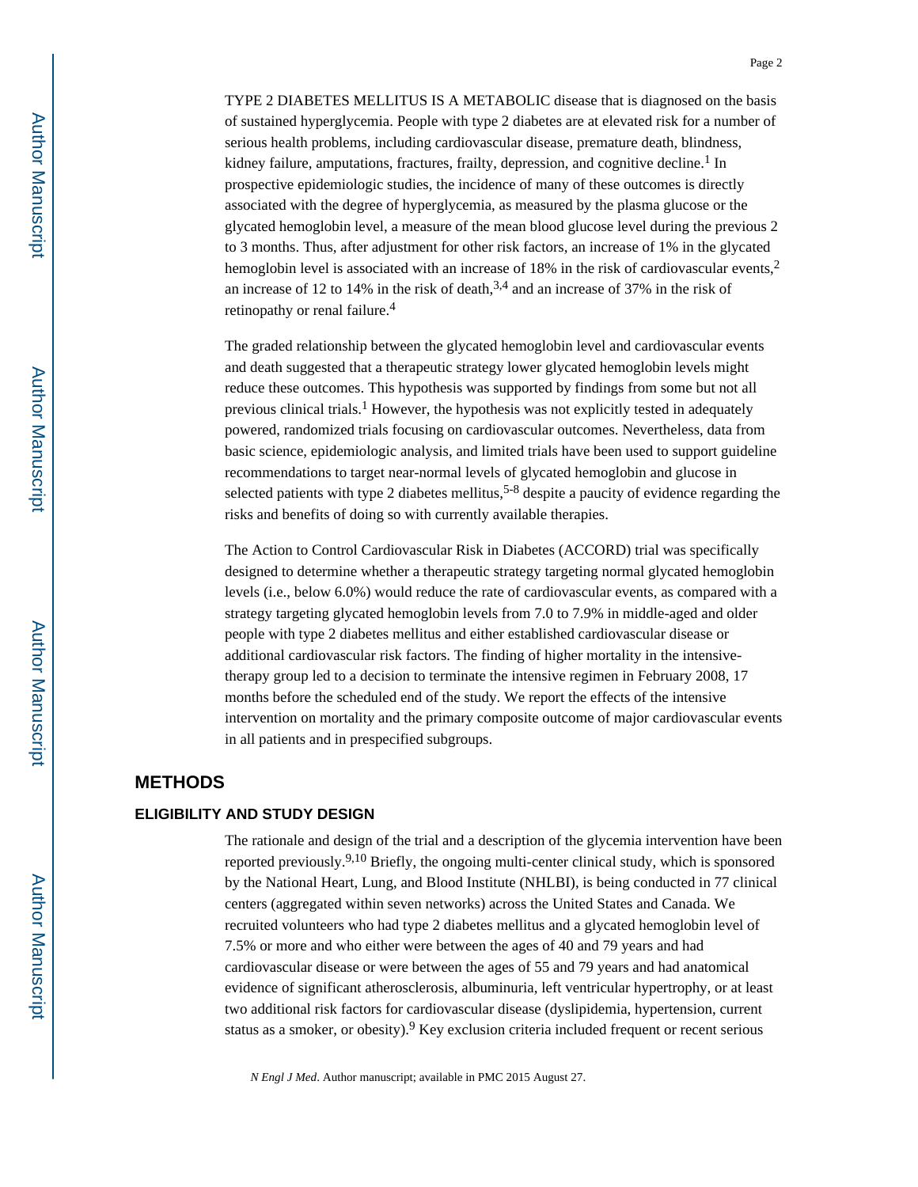TYPE 2 DIABETES MELLITUS IS A METABOLIC disease that is diagnosed on the basis of sustained hyperglycemia. People with type 2 diabetes are at elevated risk for a number of serious health problems, including cardiovascular disease, premature death, blindness, kidney failure, amputations, fractures, frailty, depression, and cognitive decline.[1] In prospective epidemiologic studies, the incidence of many of these outcomes is directly associated with the degree of hyperglycemia, as measured by the plasma glucose or the glycated hemoglobin level, a measure of the mean blood glucose level during the previous 2 to 3 months. Thus, after adjustment for other risk factors, an increase of 1% in the glycated hemoglobin level is associated with an increase of 18% in the risk of cardiovascular events,[2] an increase of 12 to 14% in the risk of death,[3,4] and an increase of 37% in the risk of retinopathy or renal failure.[4]

The graded relationship between the glycated hemoglobin level and cardiovascular events and death suggested that a therapeutic strategy lower glycated hemoglobin levels might reduce these outcomes. This hypothesis was supported by findings from some but not all previous clinical trials.[1] However, the hypothesis was not explicitly tested in adequately powered, randomized trials focusing on cardiovascular outcomes. Nevertheless, data from basic science, epidemiologic analysis, and limited trials have been used to support guideline recommendations to target near-normal levels of glycated hemoglobin and glucose in selected patients with type 2 diabetes mellitus,[5-8] despite a paucity of evidence regarding the risks and benefits of doing so with currently available therapies.

The Action to Control Cardiovascular Risk in Diabetes (ACCORD) trial was specifically designed to determine whether a therapeutic strategy targeting normal glycated hemoglobin levels (i.e., below 6.0%) would reduce the rate of cardiovascular events, as compared with a strategy targeting glycated hemoglobin levels from 7.0 to 7.9% in middle-aged and older people with type 2 diabetes mellitus and either established cardiovascular disease or additional cardiovascular risk factors. The finding of higher mortality in the intensive-therapy group led to a decision to terminate the intensive regimen in February 2008, 17 months before the scheduled end of the study. We report the effects of the intensive intervention on mortality and the primary composite outcome of major cardiovascular events in all patients and in prespecified subgroups.

## METHODS

### ELIGIBILITY AND STUDY DESIGN

The rationale and design of the trial and a description of the glycemia intervention have been reported previously.[9,10] Briefly, the ongoing multi-center clinical study, which is sponsored by the National Heart, Lung, and Blood Institute (NHLBI), is being conducted in 77 clinical centers (aggregated within seven networks) across the United States and Canada. We recruited volunteers who had type 2 diabetes mellitus and a glycated hemoglobin level of 7.5% or more and who either were between the ages of 40 and 79 years and had cardiovascular disease or were between the ages of 55 and 79 years and had anatomical evidence of significant atherosclerosis, albuminuria, left ventricular hypertrophy, or at least two additional risk factors for cardiovascular disease (dyslipidemia, hypertension, current status as a smoker, or obesity).[9] Key exclusion criteria included frequent or recent serious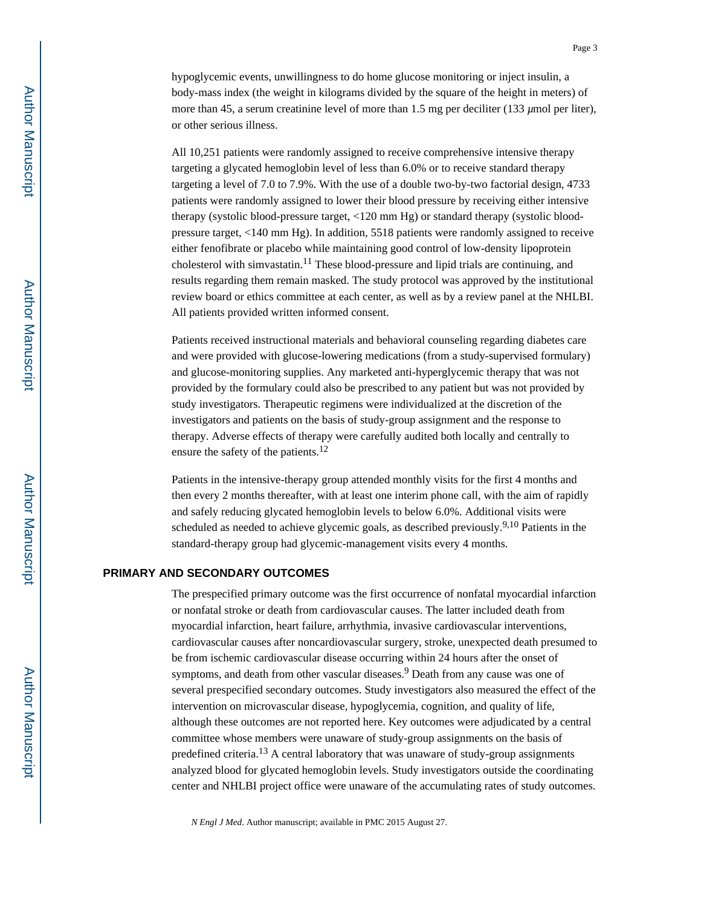hypoglycemic events, unwillingness to do home glucose monitoring or inject insulin, a body-mass index (the weight in kilograms divided by the square of the height in meters) of more than 45, a serum creatinine level of more than 1.5 mg per deciliter (133 μmol per liter), or other serious illness.

All 10,251 patients were randomly assigned to receive comprehensive intensive therapy targeting a glycated hemoglobin level of less than 6.0% or to receive standard therapy targeting a level of 7.0 to 7.9%. With the use of a double two-by-two factorial design, 4733 patients were randomly assigned to lower their blood pressure by receiving either intensive therapy (systolic blood-pressure target, <120 mm Hg) or standard therapy (systolic blood-pressure target, <140 mm Hg). In addition, 5518 patients were randomly assigned to receive either fenofibrate or placebo while maintaining good control of low-density lipoprotein cholesterol with simvastatin.[11] These blood-pressure and lipid trials are continuing, and results regarding them remain masked. The study protocol was approved by the institutional review board or ethics committee at each center, as well as by a review panel at the NHLBI. All patients provided written informed consent.

Patients received instructional materials and behavioral counseling regarding diabetes care and were provided with glucose-lowering medications (from a study-supervised formulary) and glucose-monitoring supplies. Any marketed anti-hyperglycemic therapy that was not provided by the formulary could also be prescribed to any patient but was not provided by study investigators. Therapeutic regimens were individualized at the discretion of the investigators and patients on the basis of study-group assignment and the response to therapy. Adverse effects of therapy were carefully audited both locally and centrally to ensure the safety of the patients.[12]

Patients in the intensive-therapy group attended monthly visits for the first 4 months and then every 2 months thereafter, with at least one interim phone call, with the aim of rapidly and safely reducing glycated hemoglobin levels to below 6.0%. Additional visits were scheduled as needed to achieve glycemic goals, as described previously.[9,10] Patients in the standard-therapy group had glycemic-management visits every 4 months.

## PRIMARY AND SECONDARY OUTCOMES

The prespecified primary outcome was the first occurrence of nonfatal myocardial infarction or nonfatal stroke or death from cardiovascular causes. The latter included death from myocardial infarction, heart failure, arrhythmia, invasive cardiovascular interventions, cardiovascular causes after noncardiovascular surgery, stroke, unexpected death presumed to be from ischemic cardiovascular disease occurring within 24 hours after the onset of symptoms, and death from other vascular diseases.[9] Death from any cause was one of several prespecified secondary outcomes. Study investigators also measured the effect of the intervention on microvascular disease, hypoglycemia, cognition, and quality of life, although these outcomes are not reported here. Key outcomes were adjudicated by a central committee whose members were unaware of study-group assignments on the basis of predefined criteria.[13] A central laboratory that was unaware of study-group assignments analyzed blood for glycated hemoglobin levels. Study investigators outside the coordinating center and NHLBI project office were unaware of the accumulating rates of study outcomes.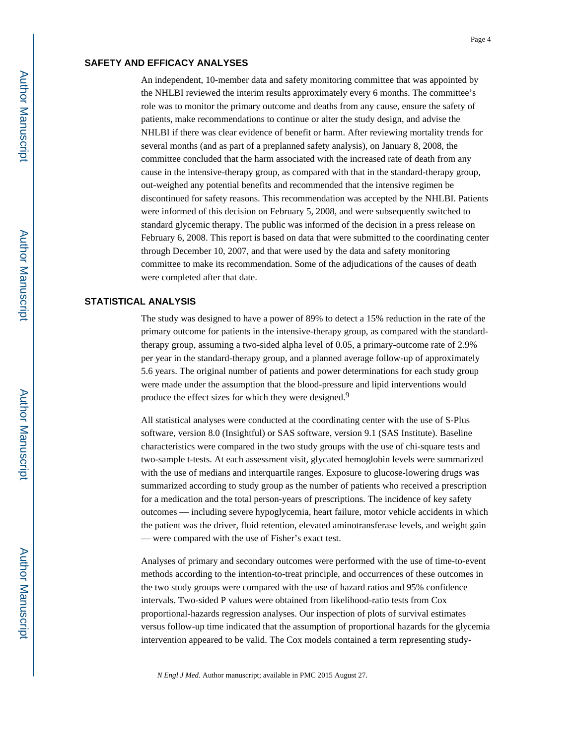## SAFETY AND EFFICACY ANALYSES

An independent, 10-member data and safety monitoring committee that was appointed by the NHLBI reviewed the interim results approximately every 6 months. The committee's role was to monitor the primary outcome and deaths from any cause, ensure the safety of patients, make recommendations to continue or alter the study design, and advise the NHLBI if there was clear evidence of benefit or harm. After reviewing mortality trends for several months (and as part of a preplanned safety analysis), on January 8, 2008, the committee concluded that the harm associated with the increased rate of death from any cause in the intensive-therapy group, as compared with that in the standard-therapy group, out-weighed any potential benefits and recommended that the intensive regimen be discontinued for safety reasons. This recommendation was accepted by the NHLBI. Patients were informed of this decision on February 5, 2008, and were subsequently switched to standard glycemic therapy. The public was informed of the decision in a press release on February 6, 2008. This report is based on data that were submitted to the coordinating center through December 10, 2007, and that were used by the data and safety monitoring committee to make its recommendation. Some of the adjudications of the causes of death were completed after that date.

## STATISTICAL ANALYSIS

The study was designed to have a power of 89% to detect a 15% reduction in the rate of the primary outcome for patients in the intensive-therapy group, as compared with the standard-therapy group, assuming a two-sided alpha level of 0.05, a primary-outcome rate of 2.9% per year in the standard-therapy group, and a planned average follow-up of approximately 5.6 years. The original number of patients and power determinations for each study group were made under the assumption that the blood-pressure and lipid interventions would produce the effect sizes for which they were designed.[9]

All statistical analyses were conducted at the coordinating center with the use of S-Plus software, version 8.0 (Insightful) or SAS software, version 9.1 (SAS Institute). Baseline characteristics were compared in the two study groups with the use of chi-square tests and two-sample t-tests. At each assessment visit, glycated hemoglobin levels were summarized with the use of medians and interquartile ranges. Exposure to glucose-lowering drugs was summarized according to study group as the number of patients who received a prescription for a medication and the total person-years of prescriptions. The incidence of key safety outcomes — including severe hypoglycemia, heart failure, motor vehicle accidents in which the patient was the driver, fluid retention, elevated aminotransferase levels, and weight gain — were compared with the use of Fisher's exact test.

Analyses of primary and secondary outcomes were performed with the use of time-to-event methods according to the intention-to-treat principle, and occurrences of these outcomes in the two study groups were compared with the use of hazard ratios and 95% confidence intervals. Two-sided P values were obtained from likelihood-ratio tests from Cox proportional-hazards regression analyses. Our inspection of plots of survival estimates versus follow-up time indicated that the assumption of proportional hazards for the glycemia intervention appeared to be valid. The Cox models contained a term representing study-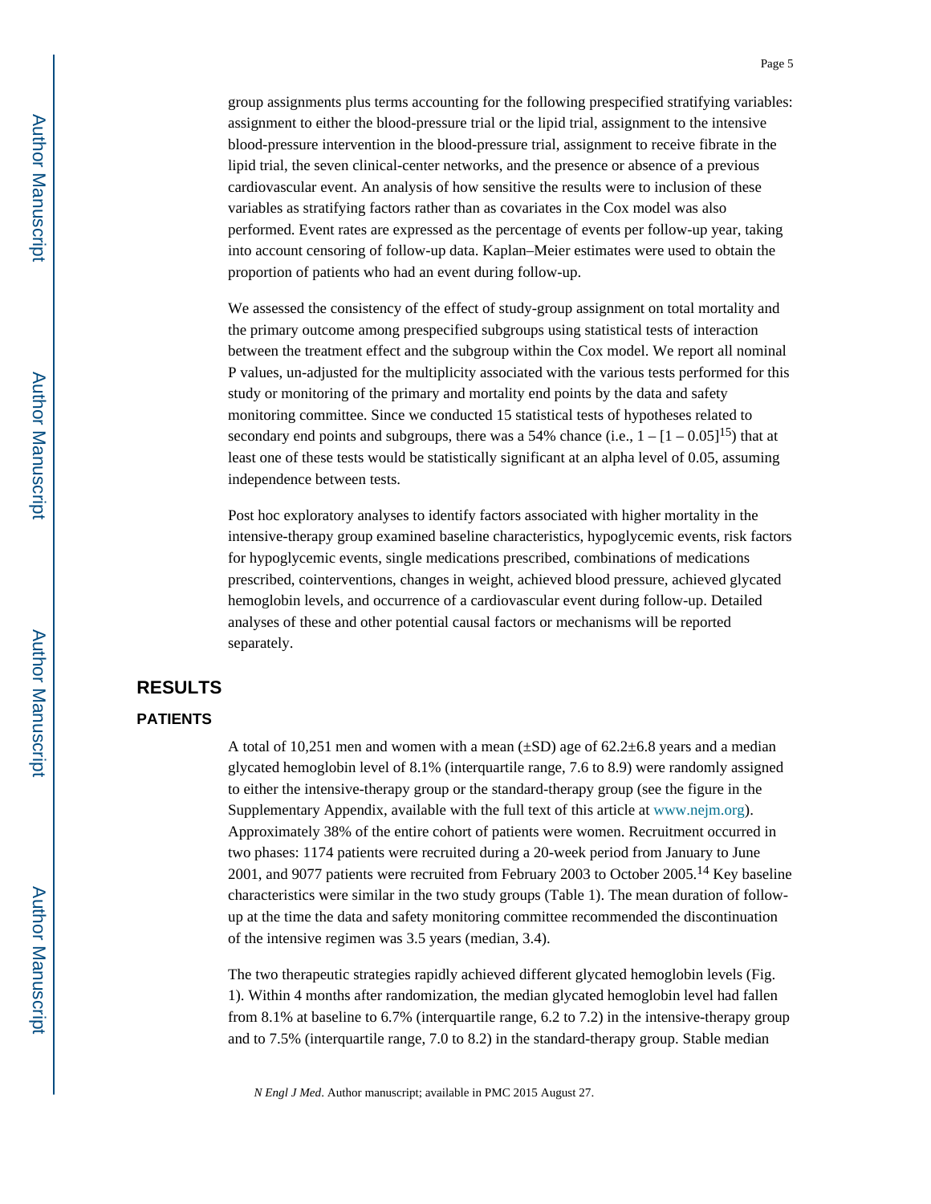group assignments plus terms accounting for the following prespecified stratifying variables: assignment to either the blood-pressure trial or the lipid trial, assignment to the intensive blood-pressure intervention in the blood-pressure trial, assignment to receive fibrate in the lipid trial, the seven clinical-center networks, and the presence or absence of a previous cardiovascular event. An analysis of how sensitive the results were to inclusion of these variables as stratifying factors rather than as covariates in the Cox model was also performed. Event rates are expressed as the percentage of events per follow-up year, taking into account censoring of follow-up data. Kaplan–Meier estimates were used to obtain the proportion of patients who had an event during follow-up.

We assessed the consistency of the effect of study-group assignment on total mortality and the primary outcome among prespecified subgroups using statistical tests of interaction between the treatment effect and the subgroup within the Cox model. We report all nominal P values, un-adjusted for the multiplicity associated with the various tests performed for this study or monitoring of the primary and mortality end points by the data and safety monitoring committee. Since we conducted 15 statistical tests of hypotheses related to secondary end points and subgroups, there was a 54% chance (i.e., $1 - [1 - 0.05]^{15}$) that at least one of these tests would be statistically significant at an alpha level of 0.05, assuming independence between tests.

Post hoc exploratory analyses to identify factors associated with higher mortality in the intensive-therapy group examined baseline characteristics, hypoglycemic events, risk factors for hypoglycemic events, single medications prescribed, combinations of medications prescribed, cointerventions, changes in weight, achieved blood pressure, achieved glycated hemoglobin levels, and occurrence of a cardiovascular event during follow-up. Detailed analyses of these and other potential causal factors or mechanisms will be reported separately.

# RESULTS

## PATIENTS

A total of 10,251 men and women with a mean (±SD) age of 62.2±6.8 years and a median glycated hemoglobin level of 8.1% (interquartile range, 7.6 to 8.9) were randomly assigned to either the intensive-therapy group or the standard-therapy group (see the figure in the Supplementary Appendix, available with the full text of this article at www.nejm.org). Approximately 38% of the entire cohort of patients were women. Recruitment occurred in two phases: 1174 patients were recruited during a 20-week period from January to June 2001, and 9077 patients were recruited from February 2003 to October 2005.[14] Key baseline characteristics were similar in the two study groups (Table 1). The mean duration of follow-up at the time the data and safety monitoring committee recommended the discontinuation of the intensive regimen was 3.5 years (median, 3.4).

The two therapeutic strategies rapidly achieved different glycated hemoglobin levels (Fig. 1). Within 4 months after randomization, the median glycated hemoglobin level had fallen from 8.1% at baseline to 6.7% (interquartile range, 6.2 to 7.2) in the intensive-therapy group and to 7.5% (interquartile range, 7.0 to 8.2) in the standard-therapy group. Stable median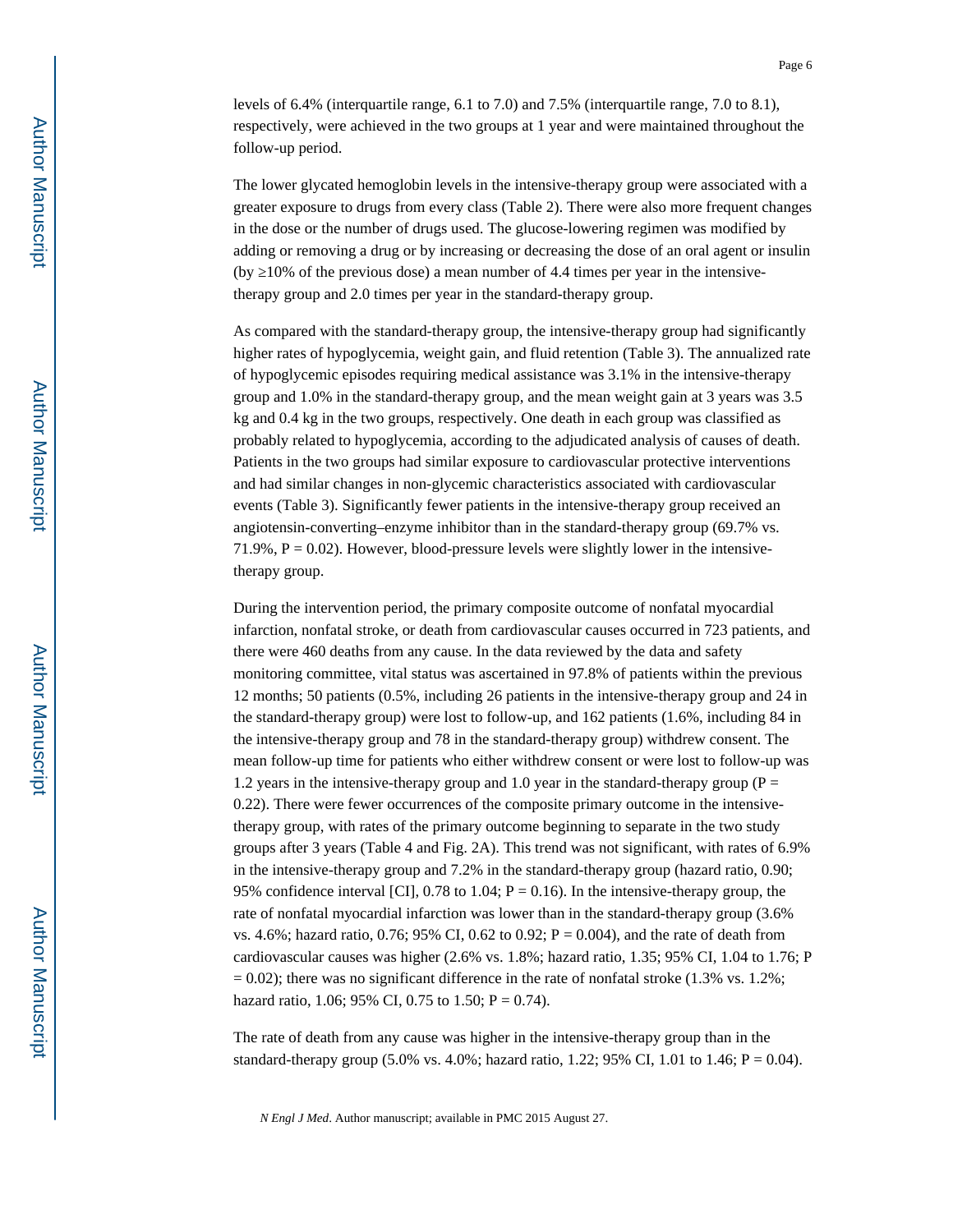levels of 6.4% (interquartile range, 6.1 to 7.0) and 7.5% (interquartile range, 7.0 to 8.1), respectively, were achieved in the two groups at 1 year and were maintained throughout the follow-up period.

The lower glycated hemoglobin levels in the intensive-therapy group were associated with a greater exposure to drugs from every class (Table 2). There were also more frequent changes in the dose or the number of drugs used. The glucose-lowering regimen was modified by adding or removing a drug or by increasing or decreasing the dose of an oral agent or insulin (by ≥10% of the previous dose) a mean number of 4.4 times per year in the intensive-therapy group and 2.0 times per year in the standard-therapy group.

As compared with the standard-therapy group, the intensive-therapy group had significantly higher rates of hypoglycemia, weight gain, and fluid retention (Table 3). The annualized rate of hypoglycemic episodes requiring medical assistance was 3.1% in the intensive-therapy group and 1.0% in the standard-therapy group, and the mean weight gain at 3 years was 3.5 kg and 0.4 kg in the two groups, respectively. One death in each group was classified as probably related to hypoglycemia, according to the adjudicated analysis of causes of death. Patients in the two groups had similar exposure to cardiovascular protective interventions and had similar changes in non-glycemic characteristics associated with cardiovascular events (Table 3). Significantly fewer patients in the intensive-therapy group received an angiotensin-converting–enzyme inhibitor than in the standard-therapy group (69.7% vs. 71.9%, $P = 0.02$). However, blood-pressure levels were slightly lower in the intensive-therapy group.

During the intervention period, the primary composite outcome of nonfatal myocardial infarction, nonfatal stroke, or death from cardiovascular causes occurred in 723 patients, and there were 460 deaths from any cause. In the data reviewed by the data and safety monitoring committee, vital status was ascertained in 97.8% of patients within the previous 12 months; 50 patients (0.5%, including 26 patients in the intensive-therapy group and 24 in the standard-therapy group) were lost to follow-up, and 162 patients (1.6%, including 84 in the intensive-therapy group and 78 in the standard-therapy group) withdrew consent. The mean follow-up time for patients who either withdrew consent or were lost to follow-up was 1.2 years in the intensive-therapy group and 1.0 year in the standard-therapy group ($P = 0.22$). There were fewer occurrences of the composite primary outcome in the intensive-therapy group, with rates of the primary outcome beginning to separate in the two study groups after 3 years (Table 4 and Fig. 2A). This trend was not significant, with rates of 6.9% in the intensive-therapy group and 7.2% in the standard-therapy group (hazard ratio, 0.90; 95% confidence interval [CI], 0.78 to 1.04; $P = 0.16$). In the intensive-therapy group, the rate of nonfatal myocardial infarction was lower than in the standard-therapy group (3.6% vs. 4.6%; hazard ratio, 0.76; 95% CI, 0.62 to 0.92; $P = 0.004$), and the rate of death from cardiovascular causes was higher (2.6% vs. 1.8%; hazard ratio, 1.35; 95% CI, 1.04 to 1.76; $P = 0.02$); there was no significant difference in the rate of nonfatal stroke (1.3% vs. 1.2%; hazard ratio, 1.06; 95% CI, 0.75 to 1.50; $P = 0.74$).

The rate of death from any cause was higher in the intensive-therapy group than in the standard-therapy group (5.0% vs. 4.0%; hazard ratio, 1.22; 95% CI, 1.01 to 1.46; $P = 0.04$).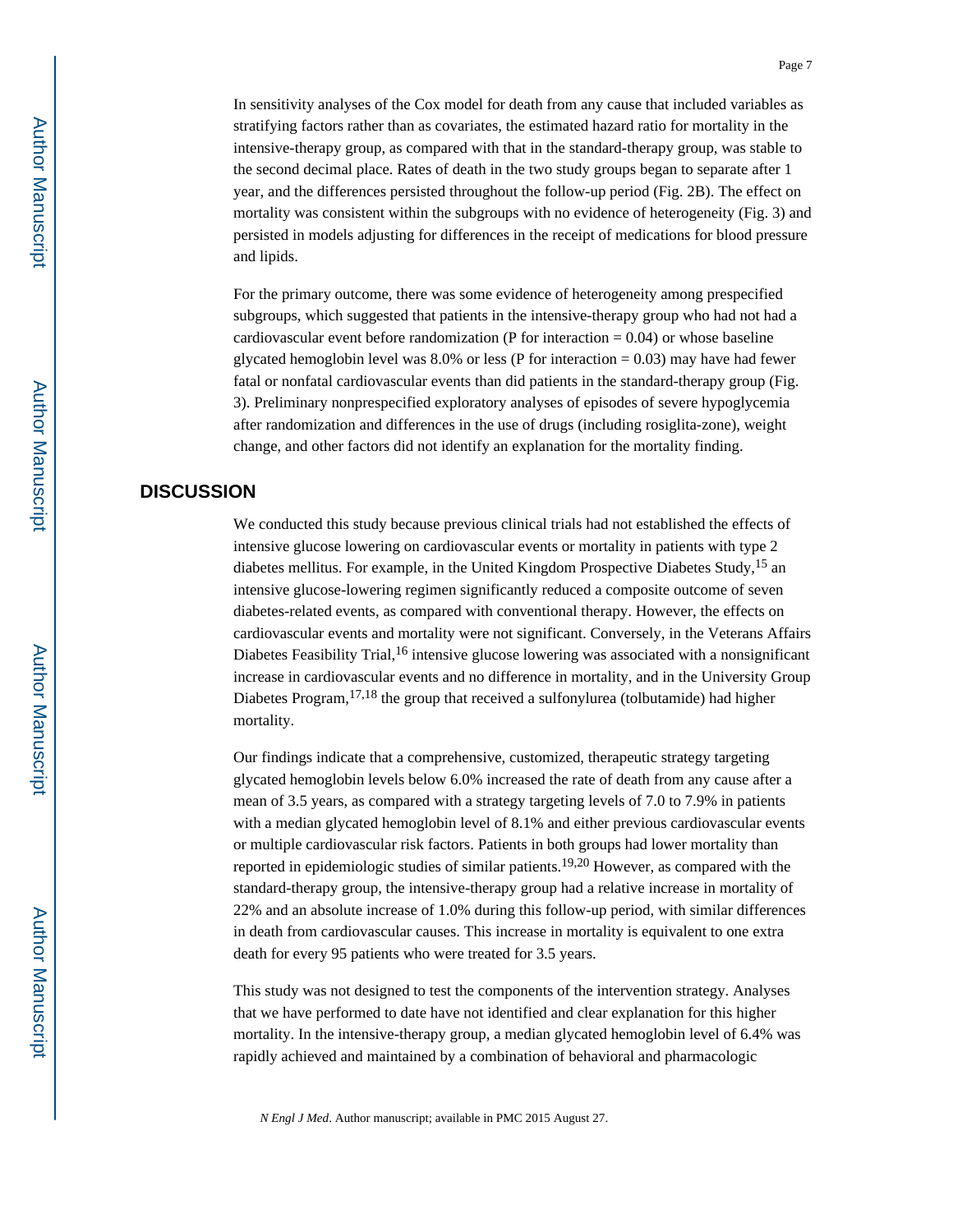In sensitivity analyses of the Cox model for death from any cause that included variables as stratifying factors rather than as covariates, the estimated hazard ratio for mortality in the intensive-therapy group, as compared with that in the standard-therapy group, was stable to the second decimal place. Rates of death in the two study groups began to separate after 1 year, and the differences persisted throughout the follow-up period (Fig. 2B). The effect on mortality was consistent within the subgroups with no evidence of heterogeneity (Fig. 3) and persisted in models adjusting for differences in the receipt of medications for blood pressure and lipids.

For the primary outcome, there was some evidence of heterogeneity among prespecified subgroups, which suggested that patients in the intensive-therapy group who had not had a cardiovascular event before randomization (P for interaction = 0.04) or whose baseline glycated hemoglobin level was 8.0% or less (P for interaction = 0.03) may have had fewer fatal or nonfatal cardiovascular events than did patients in the standard-therapy group (Fig. 3). Preliminary nonprespecified exploratory analyses of episodes of severe hypoglycemia after randomization and differences in the use of drugs (including rosiglita-zone), weight change, and other factors did not identify an explanation for the mortality finding.

## DISCUSSION

We conducted this study because previous clinical trials had not established the effects of intensive glucose lowering on cardiovascular events or mortality in patients with type 2 diabetes mellitus. For example, in the United Kingdom Prospective Diabetes Study,[15] an intensive glucose-lowering regimen significantly reduced a composite outcome of seven diabetes-related events, as compared with conventional therapy. However, the effects on cardiovascular events and mortality were not significant. Conversely, in the Veterans Affairs Diabetes Feasibility Trial,[16] intensive glucose lowering was associated with a nonsignificant increase in cardiovascular events and no difference in mortality, and in the University Group Diabetes Program,[17,18] the group that received a sulfonylurea (tolbutamide) had higher mortality.

Our findings indicate that a comprehensive, customized, therapeutic strategy targeting glycated hemoglobin levels below 6.0% increased the rate of death from any cause after a mean of 3.5 years, as compared with a strategy targeting levels of 7.0 to 7.9% in patients with a median glycated hemoglobin level of 8.1% and either previous cardiovascular events or multiple cardiovascular risk factors. Patients in both groups had lower mortality than reported in epidemiologic studies of similar patients.[19,20] However, as compared with the standard-therapy group, the intensive-therapy group had a relative increase in mortality of 22% and an absolute increase of 1.0% during this follow-up period, with similar differences in death from cardiovascular causes. This increase in mortality is equivalent to one extra death for every 95 patients who were treated for 3.5 years.

This study was not designed to test the components of the intervention strategy. Analyses that we have performed to date have not identified and clear explanation for this higher mortality. In the intensive-therapy group, a median glycated hemoglobin level of 6.4% was rapidly achieved and maintained by a combination of behavioral and pharmacologic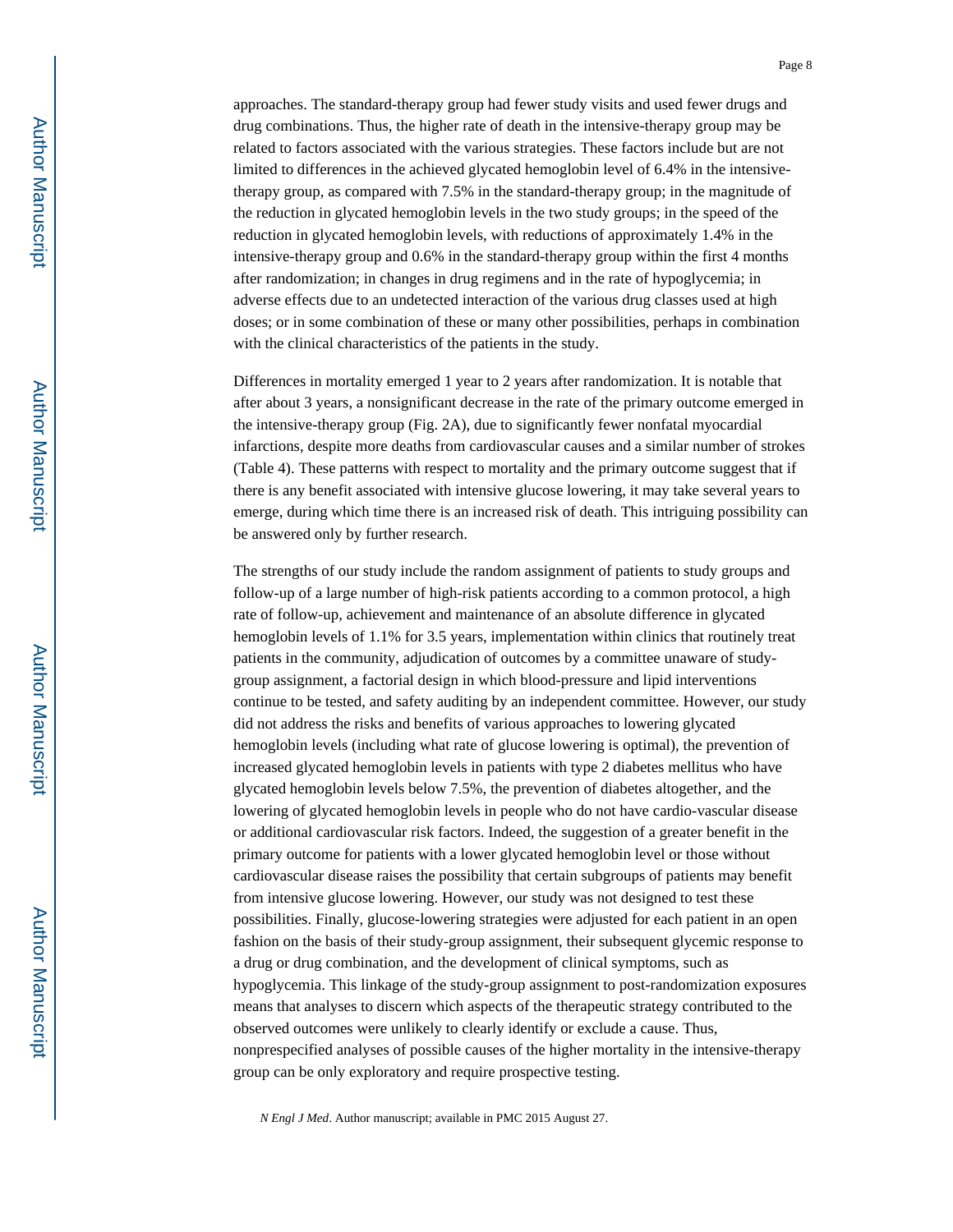approaches. The standard-therapy group had fewer study visits and used fewer drugs and drug combinations. Thus, the higher rate of death in the intensive-therapy group may be related to factors associated with the various strategies. These factors include but are not limited to differences in the achieved glycated hemoglobin level of 6.4% in the intensive-therapy group, as compared with 7.5% in the standard-therapy group; in the magnitude of the reduction in glycated hemoglobin levels in the two study groups; in the speed of the reduction in glycated hemoglobin levels, with reductions of approximately 1.4% in the intensive-therapy group and 0.6% in the standard-therapy group within the first 4 months after randomization; in changes in drug regimens and in the rate of hypoglycemia; in adverse effects due to an undetected interaction of the various drug classes used at high doses; or in some combination of these or many other possibilities, perhaps in combination with the clinical characteristics of the patients in the study.

Differences in mortality emerged 1 year to 2 years after randomization. It is notable that after about 3 years, a nonsignificant decrease in the rate of the primary outcome emerged in the intensive-therapy group (Fig. 2A), due to significantly fewer nonfatal myocardial infarctions, despite more deaths from cardiovascular causes and a similar number of strokes (Table 4). These patterns with respect to mortality and the primary outcome suggest that if there is any benefit associated with intensive glucose lowering, it may take several years to emerge, during which time there is an increased risk of death. This intriguing possibility can be answered only by further research.

The strengths of our study include the random assignment of patients to study groups and follow-up of a large number of high-risk patients according to a common protocol, a high rate of follow-up, achievement and maintenance of an absolute difference in glycated hemoglobin levels of 1.1% for 3.5 years, implementation within clinics that routinely treat patients in the community, adjudication of outcomes by a committee unaware of study-group assignment, a factorial design in which blood-pressure and lipid interventions continue to be tested, and safety auditing by an independent committee. However, our study did not address the risks and benefits of various approaches to lowering glycated hemoglobin levels (including what rate of glucose lowering is optimal), the prevention of increased glycated hemoglobin levels in patients with type 2 diabetes mellitus who have glycated hemoglobin levels below 7.5%, the prevention of diabetes altogether, and the lowering of glycated hemoglobin levels in people who do not have cardio-vascular disease or additional cardiovascular risk factors. Indeed, the suggestion of a greater benefit in the primary outcome for patients with a lower glycated hemoglobin level or those without cardiovascular disease raises the possibility that certain subgroups of patients may benefit from intensive glucose lowering. However, our study was not designed to test these possibilities. Finally, glucose-lowering strategies were adjusted for each patient in an open fashion on the basis of their study-group assignment, their subsequent glycemic response to a drug or drug combination, and the development of clinical symptoms, such as hypoglycemia. This linkage of the study-group assignment to post-randomization exposures means that analyses to discern which aspects of the therapeutic strategy contributed to the observed outcomes were unlikely to clearly identify or exclude a cause. Thus, nonprespecified analyses of possible causes of the higher mortality in the intensive-therapy group can be only exploratory and require prospective testing.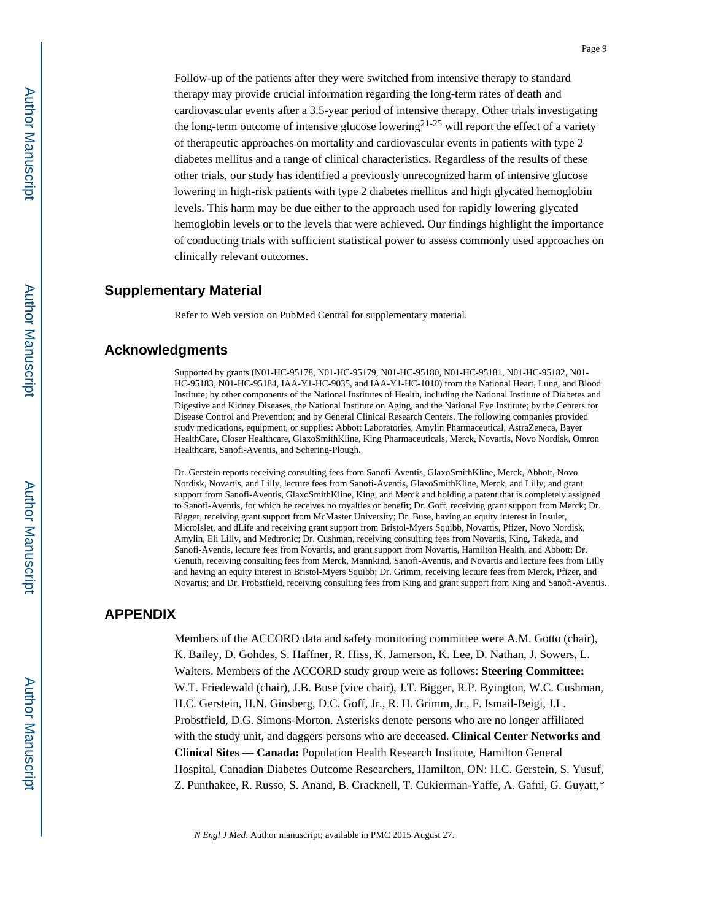Follow-up of the patients after they were switched from intensive therapy to standard therapy may provide crucial information regarding the long-term rates of death and cardiovascular events after a 3.5-year period of intensive therapy. Other trials investigating the long-term outcome of intensive glucose lowering[21-25] will report the effect of a variety of therapeutic approaches on mortality and cardiovascular events in patients with type 2 diabetes mellitus and a range of clinical characteristics. Regardless of the results of these other trials, our study has identified a previously unrecognized harm of intensive glucose lowering in high-risk patients with type 2 diabetes mellitus and high glycated hemoglobin levels. This harm may be due either to the approach used for rapidly lowering glycated hemoglobin levels or to the levels that were achieved. Our findings highlight the importance of conducting trials with sufficient statistical power to assess commonly used approaches on clinically relevant outcomes.

## Supplementary Material

Refer to Web version on PubMed Central for supplementary material.

## Acknowledgments

Supported by grants (N01-HC-95178, N01-HC-95179, N01-HC-95180, N01-HC-95181, N01-HC-95182, N01-HC-95183, N01-HC-95184, IAA-Y1-HC-9035, and IAA-Y1-HC-1010) from the National Heart, Lung, and Blood Institute; by other components of the National Institutes of Health, including the National Institute of Diabetes and Digestive and Kidney Diseases, the National Institute on Aging, and the National Eye Institute; by the Centers for Disease Control and Prevention; and by General Clinical Research Centers. The following companies provided study medications, equipment, or supplies: Abbott Laboratories, Amylin Pharmaceutical, AstraZeneca, Bayer HealthCare, Closer Healthcare, GlaxoSmithKline, King Pharmaceuticals, Merck, Novartis, Novo Nordisk, Omron Healthcare, Sanofi-Aventis, and Schering-Plough.

Dr. Gerstein reports receiving consulting fees from Sanofi-Aventis, GlaxoSmithKline, Merck, Abbott, Novo Nordisk, Novartis, and Lilly, lecture fees from Sanofi-Aventis, GlaxoSmithKline, Merck, and Lilly, and grant support from Sanofi-Aventis, GlaxoSmithKline, King, and Merck and holding a patent that is completely assigned to Sanofi-Aventis, for which he receives no royalties or benefit; Dr. Goff, receiving grant support from Merck; Dr. Bigger, receiving grant support from McMaster University; Dr. Buse, having an equity interest in Insulet, MicroIslet, and dLife and receiving grant support from Bristol-Myers Squibb, Novartis, Pfizer, Novo Nordisk, Amylin, Eli Lilly, and Medtronic; Dr. Cushman, receiving consulting fees from Novartis, King, Takeda, and Sanofi-Aventis, lecture fees from Novartis, and grant support from Novartis, Hamilton Health, and Abbott; Dr. Genuth, receiving consulting fees from Merck, Mannkind, Sanofi-Aventis, and Novartis and lecture fees from Lilly and having an equity interest in Bristol-Myers Squibb; Dr. Grimm, receiving lecture fees from Merck, Pfizer, and Novartis; and Dr. Probstfield, receiving consulting fees from King and grant support from King and Sanofi-Aventis.

## APPENDIX

Members of the ACCORD data and safety monitoring committee were A.M. Gotto (chair), K. Bailey, D. Gohdes, S. Haffner, R. Hiss, K. Jamerson, K. Lee, D. Nathan, J. Sowers, L. Walters. Members of the ACCORD study group were as follows: **Steering Committee:** W.T. Friedewald (chair), J.B. Buse (vice chair), J.T. Bigger, R.P. Byington, W.C. Cushman, H.C. Gerstein, H.N. Ginsberg, D.C. Goff, Jr., R. H. Grimm, Jr., F. Ismail-Beigi, J.L. Probstfield, D.G. Simons-Morton. Asterisks denote persons who are no longer affiliated with the study unit, and daggers persons who are deceased. **Clinical Center Networks and Clinical Sites** — **Canada:** Population Health Research Institute, Hamilton General Hospital, Canadian Diabetes Outcome Researchers, Hamilton, ON: H.C. Gerstein, S. Yusuf, Z. Punthakee, R. Russo, S. Anand, B. Cracknell, T. Cukierman-Yaffe, A. Gafni, G. Guyatt,*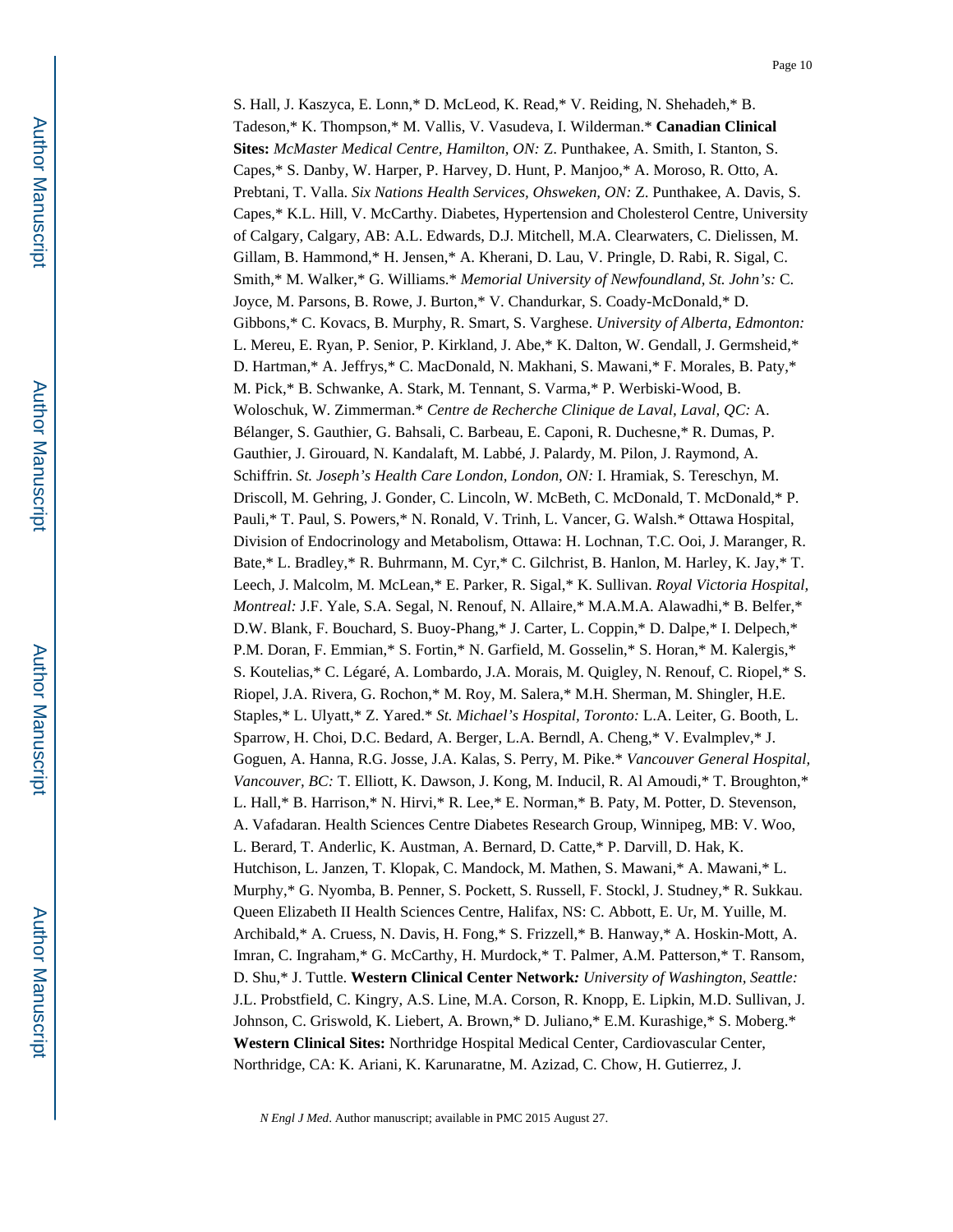S. Hall, J. Kaszyca, E. Lonn,* D. McLeod, K. Read,* V. Reiding, N. Shehadeh,* B. Tadeson,* K. Thompson,* M. Vallis, V. Vasudeva, I. Wilderman.* **Canadian Clinical Sites:** *McMaster Medical Centre, Hamilton, ON:* Z. Punthakee, A. Smith, I. Stanton, S. Capes,* S. Danby, W. Harper, P. Harvey, D. Hunt, P. Manjoo,* A. Moroso, R. Otto, A. Prebtani, T. Valla. *Six Nations Health Services, Ohsweken, ON:* Z. Punthakee, A. Davis, S. Capes,* K.L. Hill, V. McCarthy. Diabetes, Hypertension and Cholesterol Centre, University of Calgary, Calgary, AB: A.L. Edwards, D.J. Mitchell, M.A. Clearwaters, C. Dielissen, M. Gillam, B. Hammond,* H. Jensen,* A. Kherani, D. Lau, V. Pringle, D. Rabi, R. Sigal, C. Smith,* M. Walker,* G. Williams.* *Memorial University of Newfoundland, St. John's:* C. Joyce, M. Parsons, B. Rowe, J. Burton,* V. Chandurkar, S. Coady-McDonald,* D. Gibbons,* C. Kovacs, B. Murphy, R. Smart, S. Varghese. *University of Alberta, Edmonton:* L. Mereu, E. Ryan, P. Senior, P. Kirkland, J. Abe,* K. Dalton, W. Gendall, J. Germsheid,* D. Hartman,* A. Jeffrys,* C. MacDonald, N. Makhani, S. Mawani,* F. Morales, B. Paty,* M. Pick,* B. Schwanke, A. Stark, M. Tennant, S. Varma,* P. Werbiski-Wood, B. Woloschuk, W. Zimmerman.* *Centre de Recherche Clinique de Laval, Laval, QC:* A. Bélanger, S. Gauthier, G. Bahsali, C. Barbeau, E. Caponi, R. Duchesne,* R. Dumas, P. Gauthier, J. Girouard, N. Kandalaft, M. Labbé, J. Palardy, M. Pilon, J. Raymond, A. Schiffrin. *St. Joseph's Health Care London, London, ON:* I. Hramiak, S. Tereschyn, M. Driscoll, M. Gehring, J. Gonder, C. Lincoln, W. McBeth, C. McDonald, T. McDonald,* P. Pauli,* T. Paul, S. Powers,* N. Ronald, V. Trinh, L. Vancer, G. Walsh.* Ottawa Hospital, Division of Endocrinology and Metabolism, Ottawa: H. Lochnan, T.C. Ooi, J. Maranger, R. Bate,* L. Bradley,* R. Buhrmann, M. Cyr,* C. Gilchrist, B. Hanlon, M. Harley, K. Jay,* T. Leech, J. Malcolm, M. McLean,* E. Parker, R. Sigal,* K. Sullivan. *Royal Victoria Hospital, Montreal:* J.F. Yale, S.A. Segal, N. Renouf, N. Allaire,* M.A.M.A. Alawadhi,* B. Belfer,* D.W. Blank, F. Bouchard, S. Buoy-Phang,* J. Carter, L. Coppin,* D. Dalpe,* I. Delpech,* P.M. Doran, F. Emmian,* S. Fortin,* N. Garfield, M. Gosselin,* S. Horan,* M. Kalergis,* S. Koutelias,* C. Légaré, A. Lombardo, J.A. Morais, M. Quigley, N. Renouf, C. Riopel,* S. Riopel, J.A. Rivera, G. Rochon,* M. Roy, M. Salera,* M.H. Sherman, M. Shingler, H.E. Staples,* L. Ulyatt,* Z. Yared.* *St. Michael's Hospital, Toronto:* L.A. Leiter, G. Booth, L. Sparrow, H. Choi, D.C. Bedard, A. Berger, L.A. Berndl, A. Cheng,* V. Evalmplev,* J. Goguen, A. Hanna, R.G. Josse, J.A. Kalas, S. Perry, M. Pike.* *Vancouver General Hospital, Vancouver, BC:* T. Elliott, K. Dawson, J. Kong, M. Inducil, R. Al Amoudi,* T. Broughton,* L. Hall,* B. Harrison,* N. Hirvi,* R. Lee,* E. Norman,* B. Paty, M. Potter, D. Stevenson, A. Vafadaran. Health Sciences Centre Diabetes Research Group, Winnipeg, MB: V. Woo, L. Berard, T. Anderlic, K. Austman, A. Bernard, D. Catte,* P. Darvill, D. Hak, K. Hutchison, L. Janzen, T. Klopak, C. Mandock, M. Mathen, S. Mawani,* A. Mawani,* L. Murphy,* G. Nyomba, B. Penner, S. Pockett, S. Russell, F. Stockl, J. Studney,* R. Sukkau. Queen Elizabeth II Health Sciences Centre, Halifax, NS: C. Abbott, E. Ur, M. Yuille, M. Archibald,* A. Cruess, N. Davis, H. Fong,* S. Frizzell,* B. Hanway,* A. Hoskin-Mott, A. Imran, C. Ingraham,* G. McCarthy, H. Murdock,* T. Palmer, A.M. Patterson,* T. Ransom, D. Shu,* J. Tuttle. **Western Clinical Center Network***: University of Washington, Seattle:* J.L. Probstfield, C. Kingry, A.S. Line, M.A. Corson, R. Knopp, E. Lipkin, M.D. Sullivan, J. Johnson, C. Griswold, K. Liebert, A. Brown,* D. Juliano,* E.M. Kurashige,* S. Moberg.* **Western Clinical Sites:** Northridge Hospital Medical Center, Cardiovascular Center, Northridge, CA: K. Ariani, K. Karunaratne, M. Azizad, C. Chow, H. Gutierrez, J.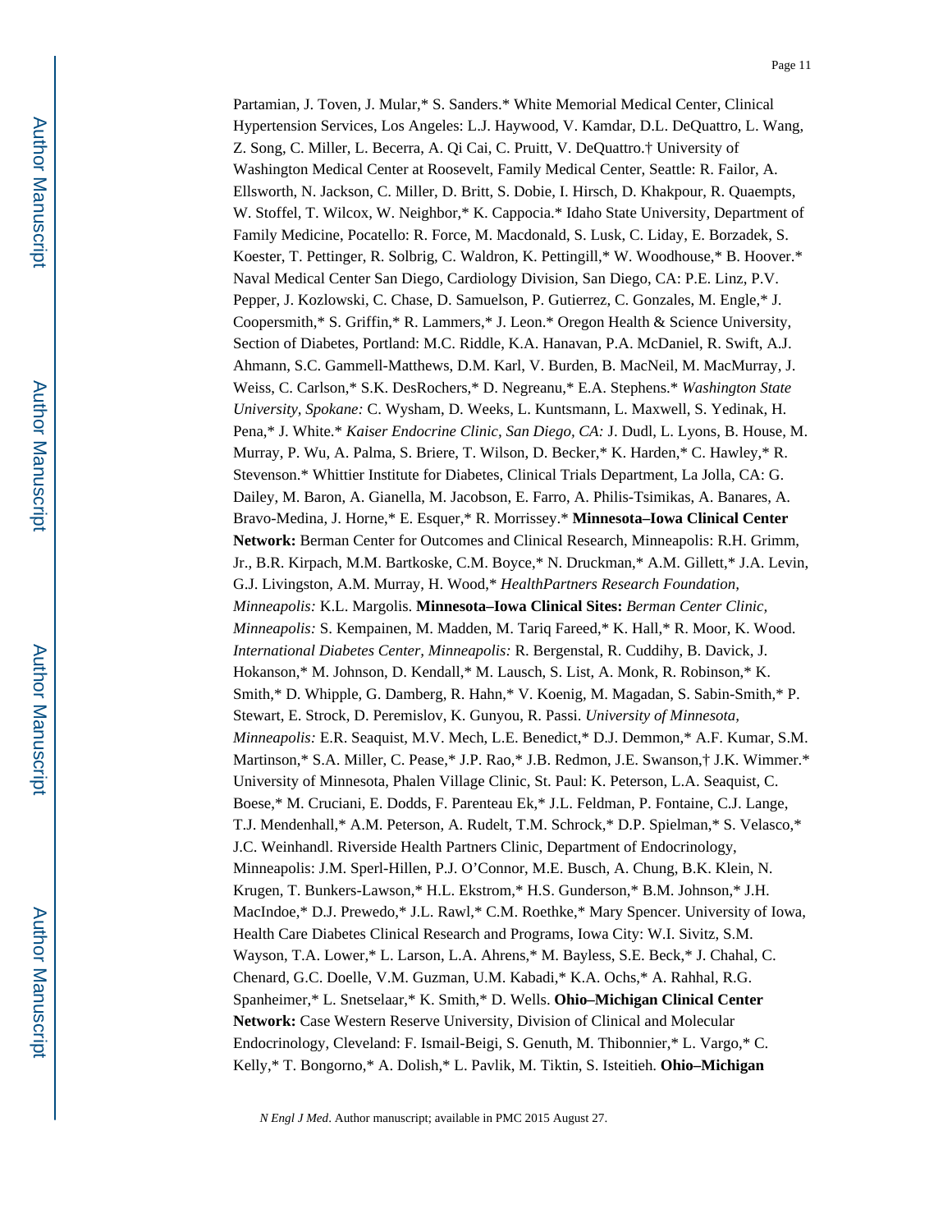Partamian, J. Toven, J. Mular,* S. Sanders.* White Memorial Medical Center, Clinical Hypertension Services, Los Angeles: L.J. Haywood, V. Kamdar, D.L. DeQuattro, L. Wang, Z. Song, C. Miller, L. Becerra, A. Qi Cai, C. Pruitt, V. DeQuattro.† University of Washington Medical Center at Roosevelt, Family Medical Center, Seattle: R. Failor, A. Ellsworth, N. Jackson, C. Miller, D. Britt, S. Dobie, I. Hirsch, D. Khakpour, R. Quaempts, W. Stoffel, T. Wilcox, W. Neighbor,* K. Cappocia.* Idaho State University, Department of Family Medicine, Pocatello: R. Force, M. Macdonald, S. Lusk, C. Liday, E. Borzadek, S. Koester, T. Pettinger, R. Solbrig, C. Waldron, K. Pettingill,* W. Woodhouse,* B. Hoover.* Naval Medical Center San Diego, Cardiology Division, San Diego, CA: P.E. Linz, P.V. Pepper, J. Kozlowski, C. Chase, D. Samuelson, P. Gutierrez, C. Gonzales, M. Engle,* J. Coopersmith,* S. Griffin,* R. Lammers,* J. Leon.* Oregon Health & Science University, Section of Diabetes, Portland: M.C. Riddle, K.A. Hanavan, P.A. McDaniel, R. Swift, A.J. Ahmann, S.C. Gammell-Matthews, D.M. Karl, V. Burden, B. MacNeil, M. MacMurray, J. Weiss, C. Carlson,* S.K. DesRochers,* D. Negreanu,* E.A. Stephens.* *Washington State University, Spokane:* C. Wysham, D. Weeks, L. Kuntsmann, L. Maxwell, S. Yedinak, H. Pena,* J. White.* *Kaiser Endocrine Clinic, San Diego, CA:* J. Dudl, L. Lyons, B. House, M. Murray, P. Wu, A. Palma, S. Briere, T. Wilson, D. Becker,* K. Harden,* C. Hawley,* R. Stevenson.* Whittier Institute for Diabetes, Clinical Trials Department, La Jolla, CA: G. Dailey, M. Baron, A. Gianella, M. Jacobson, E. Farro, A. Philis-Tsimikas, A. Banares, A. Bravo-Medina, J. Horne,* E. Esquer,* R. Morrissey.* **Minnesota–Iowa Clinical Center Network:** Berman Center for Outcomes and Clinical Research, Minneapolis: R.H. Grimm, Jr., B.R. Kirpach, M.M. Bartkoske, C.M. Boyce,* N. Druckman,* A.M. Gillett,* J.A. Levin, G.J. Livingston, A.M. Murray, H. Wood,* *HealthPartners Research Foundation, Minneapolis:* K.L. Margolis. **Minnesota–Iowa Clinical Sites:** *Berman Center Clinic, Minneapolis:* S. Kempainen, M. Madden, M. Tariq Fareed,* K. Hall,* R. Moor, K. Wood. *International Diabetes Center, Minneapolis:* R. Bergenstal, R. Cuddihy, B. Davick, J. Hokanson,* M. Johnson, D. Kendall,* M. Lausch, S. List, A. Monk, R. Robinson,* K. Smith,* D. Whipple, G. Damberg, R. Hahn,* V. Koenig, M. Magadan, S. Sabin-Smith,* P. Stewart, E. Strock, D. Peremislov, K. Gunyou, R. Passi. *University of Minnesota, Minneapolis:* E.R. Seaquist, M.V. Mech, L.E. Benedict,* D.J. Demmon,* A.F. Kumar, S.M. Martinson,* S.A. Miller, C. Pease,* J.P. Rao,* J.B. Redmon, J.E. Swanson,† J.K. Wimmer.* University of Minnesota, Phalen Village Clinic, St. Paul: K. Peterson, L.A. Seaquist, C. Boese,* M. Cruciani, E. Dodds, F. Parenteau Ek,* J.L. Feldman, P. Fontaine, C.J. Lange, T.J. Mendenhall,* A.M. Peterson, A. Rudelt, T.M. Schrock,* D.P. Spielman,* S. Velasco,* J.C. Weinhandl. Riverside Health Partners Clinic, Department of Endocrinology, Minneapolis: J.M. Sperl-Hillen, P.J. O'Connor, M.E. Busch, A. Chung, B.K. Klein, N. Krugen, T. Bunkers-Lawson,* H.L. Ekstrom,* H.S. Gunderson,* B.M. Johnson,* J.H. MacIndoe,* D.J. Prewedo,* J.L. Rawl,* C.M. Roethke,* Mary Spencer. University of Iowa, Health Care Diabetes Clinical Research and Programs, Iowa City: W.I. Sivitz, S.M. Wayson, T.A. Lower,* L. Larson, L.A. Ahrens,* M. Bayless, S.E. Beck,* J. Chahal, C. Chenard, G.C. Doelle, V.M. Guzman, U.M. Kabadi,* K.A. Ochs,* A. Rahhal, R.G. Spanheimer,* L. Snetselaar,* K. Smith,* D. Wells. **Ohio–Michigan Clinical Center Network:** Case Western Reserve University, Division of Clinical and Molecular Endocrinology, Cleveland: F. Ismail-Beigi, S. Genuth, M. Thibonnier,* L. Vargo,* C. Kelly,* T. Bongorno,* A. Dolish,* L. Pavlik, M. Tiktin, S. Isteitieh. **Ohio–Michigan**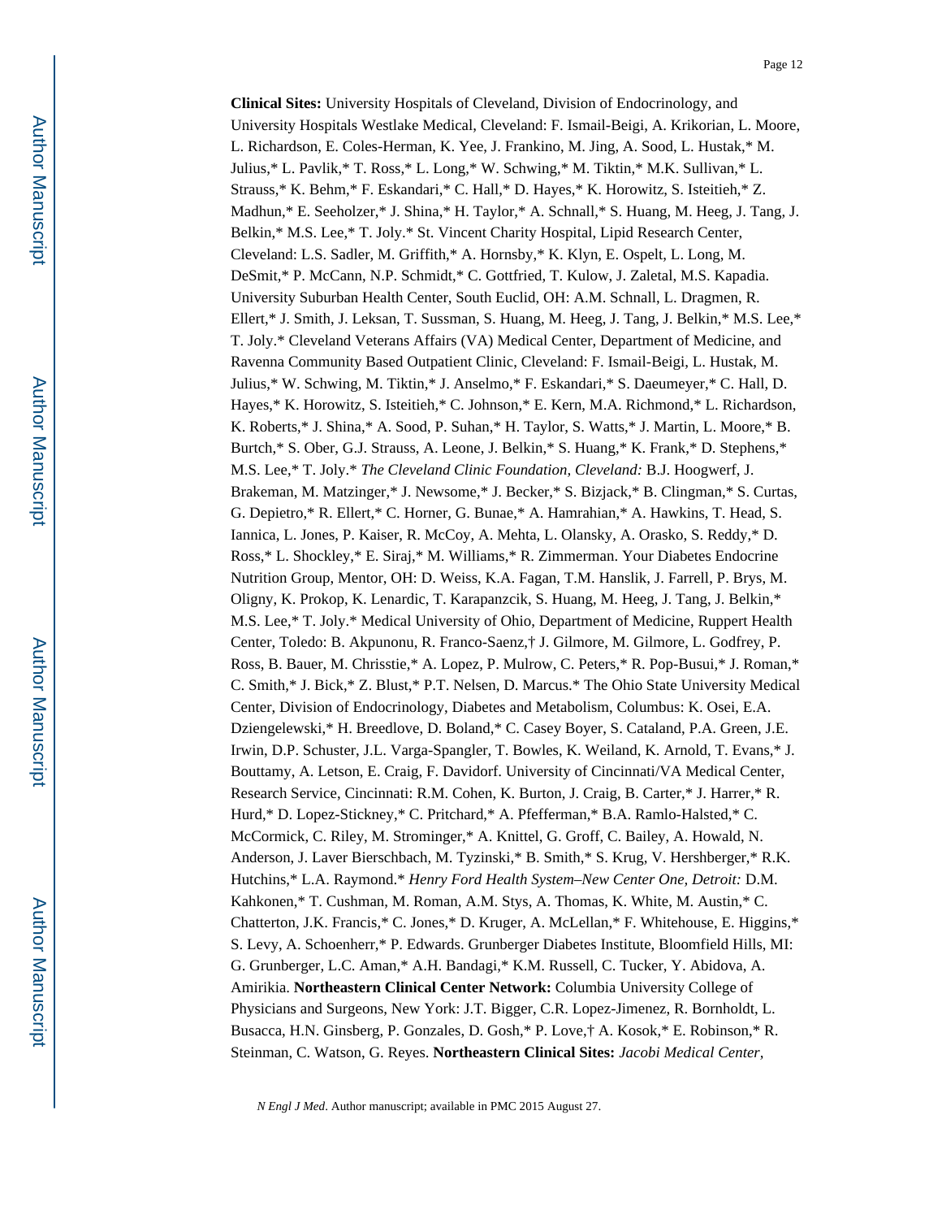**Clinical Sites:** University Hospitals of Cleveland, Division of Endocrinology, and University Hospitals Westlake Medical, Cleveland: F. Ismail-Beigi, A. Krikorian, L. Moore, L. Richardson, E. Coles-Herman, K. Yee, J. Frankino, M. Jing, A. Sood, L. Hustak,* M. Julius,* L. Pavlik,* T. Ross,* L. Long,* W. Schwing,* M. Tiktin,* M.K. Sullivan,* L. Strauss,* K. Behm,* F. Eskandari,* C. Hall,* D. Hayes,* K. Horowitz, S. Isteitieh,* Z. Madhun,* E. Seeholzer,* J. Shina,* H. Taylor,* A. Schnall,* S. Huang, M. Heeg, J. Tang, J. Belkin,* M.S. Lee,* T. Joly.* St. Vincent Charity Hospital, Lipid Research Center, Cleveland: L.S. Sadler, M. Griffith,* A. Hornsby,* K. Klyn, E. Ospelt, L. Long, M. DeSmit,* P. McCann, N.P. Schmidt,* C. Gottfried, T. Kulow, J. Zaletal, M.S. Kapadia. University Suburban Health Center, South Euclid, OH: A.M. Schnall, L. Dragmen, R. Ellert,* J. Smith, J. Leksan, T. Sussman, S. Huang, M. Heeg, J. Tang, J. Belkin,* M.S. Lee,* T. Joly.* Cleveland Veterans Affairs (VA) Medical Center, Department of Medicine, and Ravenna Community Based Outpatient Clinic, Cleveland: F. Ismail-Beigi, L. Hustak, M. Julius,* W. Schwing, M. Tiktin,* J. Anselmo,* F. Eskandari,* S. Daeumeyer,* C. Hall, D. Hayes,* K. Horowitz, S. Isteitieh,* C. Johnson,* E. Kern, M.A. Richmond,* L. Richardson, K. Roberts,* J. Shina,* A. Sood, P. Suhan,* H. Taylor, S. Watts,* J. Martin, L. Moore,* B. Burtch,* S. Ober, G.J. Strauss, A. Leone, J. Belkin,* S. Huang,* K. Frank,* D. Stephens,* M.S. Lee,* T. Joly.* *The Cleveland Clinic Foundation, Cleveland:* B.J. Hoogwerf, J. Brakeman, M. Matzinger,* J. Newsome,* J. Becker,* S. Bizjack,* B. Clingman,* S. Curtas, G. Depietro,* R. Ellert,* C. Horner, G. Bunae,* A. Hamrahian,* A. Hawkins, T. Head, S. Iannica, L. Jones, P. Kaiser, R. McCoy, A. Mehta, L. Olansky, A. Orasko, S. Reddy,* D. Ross,* L. Shockley,* E. Siraj,* M. Williams,* R. Zimmerman. Your Diabetes Endocrine Nutrition Group, Mentor, OH: D. Weiss, K.A. Fagan, T.M. Hanslik, J. Farrell, P. Brys, M. Oligny, K. Prokop, K. Lenardic, T. Karapanzcik, S. Huang, M. Heeg, J. Tang, J. Belkin,* M.S. Lee,* T. Joly.* Medical University of Ohio, Department of Medicine, Ruppert Health Center, Toledo: B. Akpunonu, R. Franco-Saenz,† J. Gilmore, M. Gilmore, L. Godfrey, P. Ross, B. Bauer, M. Chrisstie,* A. Lopez, P. Mulrow, C. Peters,* R. Pop-Busui,* J. Roman,* C. Smith,* J. Bick,* Z. Blust,* P.T. Nelsen, D. Marcus.* The Ohio State University Medical Center, Division of Endocrinology, Diabetes and Metabolism, Columbus: K. Osei, E.A. Dziengelewski,* H. Breedlove, D. Boland,* C. Casey Boyer, S. Cataland, P.A. Green, J.E. Irwin, D.P. Schuster, J.L. Varga-Spangler, T. Bowles, K. Weiland, K. Arnold, T. Evans,* J. Bouttamy, A. Letson, E. Craig, F. Davidorf. University of Cincinnati/VA Medical Center, Research Service, Cincinnati: R.M. Cohen, K. Burton, J. Craig, B. Carter,* J. Harrer,* R. Hurd,* D. Lopez-Stickney,* C. Pritchard,* A. Pfefferman,* B.A. Ramlo-Halsted,* C. McCormick, C. Riley, M. Strominger,* A. Knittel, G. Groff, C. Bailey, A. Howald, N. Anderson, J. Laver Bierschbach, M. Tyzinski,* B. Smith,* S. Krug, V. Hershberger,* R.K. Hutchins,* L.A. Raymond.* *Henry Ford Health System–New Center One, Detroit:* D.M. Kahkonen,* T. Cushman, M. Roman, A.M. Stys, A. Thomas, K. White, M. Austin,* C. Chatterton, J.K. Francis,* C. Jones,* D. Kruger, A. McLellan,* F. Whitehouse, E. Higgins,* S. Levy, A. Schoenherr,* P. Edwards. Grunberger Diabetes Institute, Bloomfield Hills, MI: G. Grunberger, L.C. Aman,* A.H. Bandagi,* K.M. Russell, C. Tucker, Y. Abidova, A. Amirikia. **Northeastern Clinical Center Network:** Columbia University College of Physicians and Surgeons, New York: J.T. Bigger, C.R. Lopez-Jimenez, R. Bornholdt, L. Busacca, H.N. Ginsberg, P. Gonzales, D. Gosh,* P. Love,† A. Kosok,* E. Robinson,* R. Steinman, C. Watson, G. Reyes. **Northeastern Clinical Sites:** *Jacobi Medical Center,*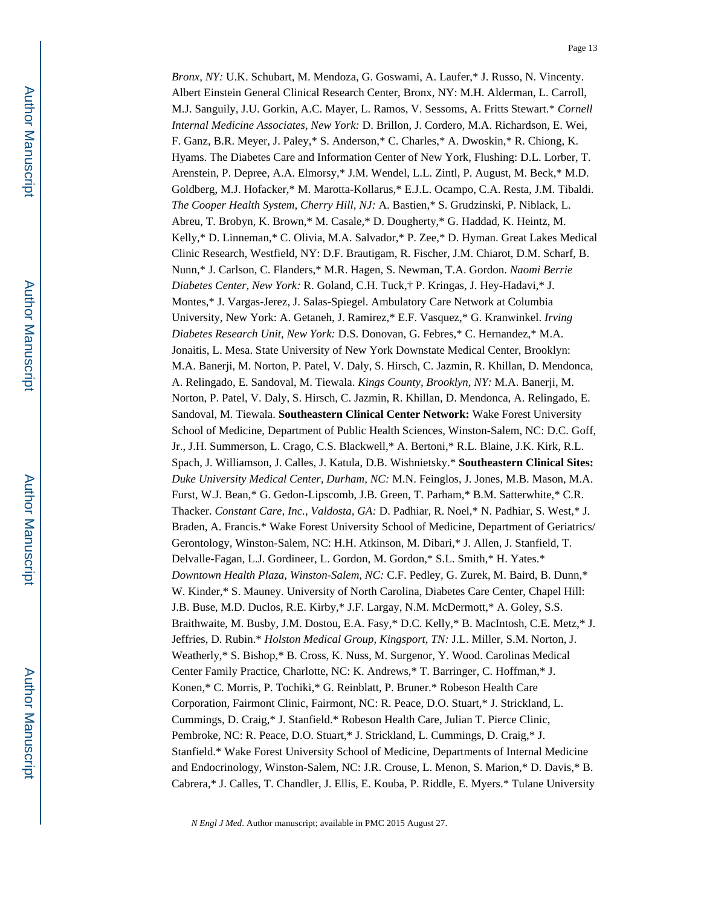*Bronx, NY:* U.K. Schubart, M. Mendoza, G. Goswami, A. Laufer,* J. Russo, N. Vincenty. Albert Einstein General Clinical Research Center, Bronx, NY: M.H. Alderman, L. Carroll, M.J. Sanguily, J.U. Gorkin, A.C. Mayer, L. Ramos, V. Sessoms, A. Fritts Stewart.* *Cornell Internal Medicine Associates, New York:* D. Brillon, J. Cordero, M.A. Richardson, E. Wei, F. Ganz, B.R. Meyer, J. Paley,* S. Anderson,* C. Charles,* A. Dwoskin,* R. Chiong, K. Hyams. The Diabetes Care and Information Center of New York, Flushing: D.L. Lorber, T. Arenstein, P. Depree, A.A. Elmorsy,* J.M. Wendel, L.L. Zintl, P. August, M. Beck,* M.D. Goldberg, M.J. Hofacker,* M. Marotta-Kollarus,* E.J.L. Ocampo, C.A. Resta, J.M. Tibaldi. *The Cooper Health System, Cherry Hill, NJ:* A. Bastien,* S. Grudzinski, P. Niblack, L. Abreu, T. Brobyn, K. Brown,* M. Casale,* D. Dougherty,* G. Haddad, K. Heintz, M. Kelly,* D. Linneman,* C. Olivia, M.A. Salvador,* P. Zee,* D. Hyman. Great Lakes Medical Clinic Research, Westfield, NY: D.F. Brautigam, R. Fischer, J.M. Chiarot, D.M. Scharf, B. Nunn,* J. Carlson, C. Flanders,* M.R. Hagen, S. Newman, T.A. Gordon. *Naomi Berrie Diabetes Center, New York:* R. Goland, C.H. Tuck,† P. Kringas, J. Hey-Hadavi,* J. Montes,* J. Vargas-Jerez, J. Salas-Spiegel. Ambulatory Care Network at Columbia University, New York: A. Getaneh, J. Ramirez,* E.F. Vasquez,* G. Kranwinkel. *Irving Diabetes Research Unit, New York:* D.S. Donovan, G. Febres,* C. Hernandez,* M.A. Jonaitis, L. Mesa. State University of New York Downstate Medical Center, Brooklyn: M.A. Banerji, M. Norton, P. Patel, V. Daly, S. Hirsch, C. Jazmin, R. Khillan, D. Mendonca, A. Relingado, E. Sandoval, M. Tiewala. *Kings County, Brooklyn, NY:* M.A. Banerji, M. Norton, P. Patel, V. Daly, S. Hirsch, C. Jazmin, R. Khillan, D. Mendonca, A. Relingado, E. Sandoval, M. Tiewala. **Southeastern Clinical Center Network:** Wake Forest University School of Medicine, Department of Public Health Sciences, Winston-Salem, NC: D.C. Goff, Jr., J.H. Summerson, L. Crago, C.S. Blackwell,* A. Bertoni,* R.L. Blaine, J.K. Kirk, R.L. Spach, J. Williamson, J. Calles, J. Katula, D.B. Wishnietsky.* **Southeastern Clinical Sites:** *Duke University Medical Center, Durham, NC:* M.N. Feinglos, J. Jones, M.B. Mason, M.A. Furst, W.J. Bean,* G. Gedon-Lipscomb, J.B. Green, T. Parham,* B.M. Satterwhite,* C.R. Thacker. *Constant Care, Inc., Valdosta, GA:* D. Padhiar, R. Noel,* N. Padhiar, S. West,* J. Braden, A. Francis.* Wake Forest University School of Medicine, Department of Geriatrics/Gerontology, Winston-Salem, NC: H.H. Atkinson, M. Dibari,* J. Allen, J. Stanfield, T. Delvalle-Fagan, L.J. Gordineer, L. Gordon, M. Gordon,* S.L. Smith,* H. Yates.* *Downtown Health Plaza, Winston-Salem, NC:* C.F. Pedley, G. Zurek, M. Baird, B. Dunn,* W. Kinder,* S. Mauney. University of North Carolina, Diabetes Care Center, Chapel Hill: J.B. Buse, M.D. Duclos, R.E. Kirby,* J.F. Largay, N.M. McDermott,* A. Goley, S.S. Braithwaite, M. Busby, J.M. Dostou, E.A. Fasy,* D.C. Kelly,* B. MacIntosh, C.E. Metz,* J. Jeffries, D. Rubin.* *Holston Medical Group, Kingsport, TN:* J.L. Miller, S.M. Norton, J. Weatherly,* S. Bishop,* B. Cross, K. Nuss, M. Surgenor, Y. Wood. Carolinas Medical Center Family Practice, Charlotte, NC: K. Andrews,* T. Barringer, C. Hoffman,* J. Konen,* C. Morris, P. Tochiki,* G. Reinblatt, P. Bruner.* Robeson Health Care Corporation, Fairmont Clinic, Fairmont, NC: R. Peace, D.O. Stuart,* J. Strickland, L. Cummings, D. Craig,* J. Stanfield.* Robeson Health Care, Julian T. Pierce Clinic, Pembroke, NC: R. Peace, D.O. Stuart,* J. Strickland, L. Cummings, D. Craig,* J. Stanfield.* Wake Forest University School of Medicine, Departments of Internal Medicine and Endocrinology, Winston-Salem, NC: J.R. Crouse, L. Menon, S. Marion,* D. Davis,* B. Cabrera,* J. Calles, T. Chandler, J. Ellis, E. Kouba, P. Riddle, E. Myers.* Tulane University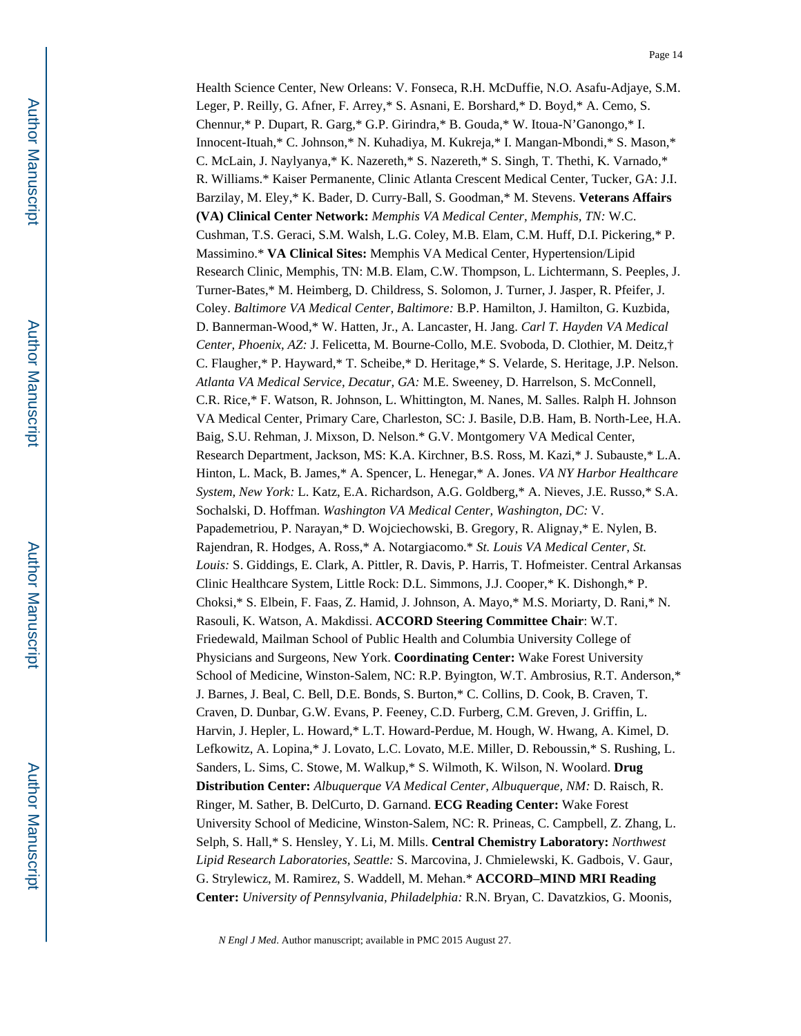Health Science Center, New Orleans: V. Fonseca, R.H. McDuffie, N.O. Asafu-Adjaye, S.M. Leger, P. Reilly, G. Afner, F. Arrey,* S. Asnani, E. Borshard,* D. Boyd,* A. Cemo, S. Chennur,* P. Dupart, R. Garg,* G.P. Girindra,* B. Gouda,* W. Itoua-N'Ganongo,* I. Innocent-Ituah,* C. Johnson,* N. Kuhadiya, M. Kukreja,* I. Mangan-Mbondi,* S. Mason,* C. McLain, J. Naylyanya,* K. Nazereth,* S. Nazereth,* S. Singh, T. Thethi, K. Varnado,* R. Williams.* Kaiser Permanente, Clinic Atlanta Crescent Medical Center, Tucker, GA: J.I. Barzilay, M. Eley,* K. Bader, D. Curry-Ball, S. Goodman,* M. Stevens. **Veterans Affairs (VA) Clinical Center Network:** *Memphis VA Medical Center, Memphis, TN:* W.C. Cushman, T.S. Geraci, S.M. Walsh, L.G. Coley, M.B. Elam, C.M. Huff, D.I. Pickering,* P. Massimino.* **VA Clinical Sites:** Memphis VA Medical Center, Hypertension/Lipid Research Clinic, Memphis, TN: M.B. Elam, C.W. Thompson, L. Lichtermann, S. Peeples, J. Turner-Bates,* M. Heimberg, D. Childress, S. Solomon, J. Turner, J. Jasper, R. Pfeifer, J. Coley. *Baltimore VA Medical Center, Baltimore:* B.P. Hamilton, J. Hamilton, G. Kuzbida, D. Bannerman-Wood,* W. Hatten, Jr., A. Lancaster, H. Jang. *Carl T. Hayden VA Medical Center, Phoenix, AZ:* J. Felicetta, M. Bourne-Collo, M.E. Svoboda, D. Clothier, M. Deitz,† C. Flaugher,* P. Hayward,* T. Scheibe,* D. Heritage,* S. Velarde, S. Heritage, J.P. Nelson. *Atlanta VA Medical Service, Decatur, GA:* M.E. Sweeney, D. Harrelson, S. McConnell, C.R. Rice,* F. Watson, R. Johnson, L. Whittington, M. Nanes, M. Salles. Ralph H. Johnson VA Medical Center, Primary Care, Charleston, SC: J. Basile, D.B. Ham, B. North-Lee, H.A. Baig, S.U. Rehman, J. Mixson, D. Nelson.* G.V. Montgomery VA Medical Center, Research Department, Jackson, MS: K.A. Kirchner, B.S. Ross, M. Kazi,* J. Subauste,* L.A. Hinton, L. Mack, B. James,* A. Spencer, L. Henegar,* A. Jones. *VA NY Harbor Healthcare System, New York:* L. Katz, E.A. Richardson, A.G. Goldberg,* A. Nieves, J.E. Russo,* S.A. Sochalski, D. Hoffman. *Washington VA Medical Center, Washington, DC:* V. Papademetriou, P. Narayan,* D. Wojciechowski, B. Gregory, R. Alignay,* E. Nylen, B. Rajendran, R. Hodges, A. Ross,* A. Notargiacomo.* *St. Louis VA Medical Center, St. Louis:* S. Giddings, E. Clark, A. Pittler, R. Davis, P. Harris, T. Hofmeister. Central Arkansas Clinic Healthcare System, Little Rock: D.L. Simmons, J.J. Cooper,* K. Dishongh,* P. Choksi,* S. Elbein, F. Faas, Z. Hamid, J. Johnson, A. Mayo,* M.S. Moriarty, D. Rani,* N. Rasouli, K. Watson, A. Makdissi. **ACCORD Steering Committee Chair**: W.T. Friedewald, Mailman School of Public Health and Columbia University College of Physicians and Surgeons, New York. **Coordinating Center:** Wake Forest University School of Medicine, Winston-Salem, NC: R.P. Byington, W.T. Ambrosius, R.T. Anderson,* J. Barnes, J. Beal, C. Bell, D.E. Bonds, S. Burton,* C. Collins, D. Cook, B. Craven, T. Craven, D. Dunbar, G.W. Evans, P. Feeney, C.D. Furberg, C.M. Greven, J. Griffin, L. Harvin, J. Hepler, L. Howard,* L.T. Howard-Perdue, M. Hough, W. Hwang, A. Kimel, D. Lefkowitz, A. Lopina,* J. Lovato, L.C. Lovato, M.E. Miller, D. Reboussin,* S. Rushing, L. Sanders, L. Sims, C. Stowe, M. Walkup,* S. Wilmoth, K. Wilson, N. Woolard. **Drug Distribution Center:** *Albuquerque VA Medical Center, Albuquerque, NM:* D. Raisch, R. Ringer, M. Sather, B. DelCurto, D. Garnand. **ECG Reading Center:** Wake Forest University School of Medicine, Winston-Salem, NC: R. Prineas, C. Campbell, Z. Zhang, L. Selph, S. Hall,* S. Hensley, Y. Li, M. Mills. **Central Chemistry Laboratory:** *Northwest Lipid Research Laboratories, Seattle:* S. Marcovina, J. Chmielewski, K. Gadbois, V. Gaur, G. Strylewicz, M. Ramirez, S. Waddell, M. Mehan.* **ACCORD–MIND MRI Reading Center:** *University of Pennsylvania, Philadelphia:* R.N. Bryan, C. Davatzkios, G. Moonis,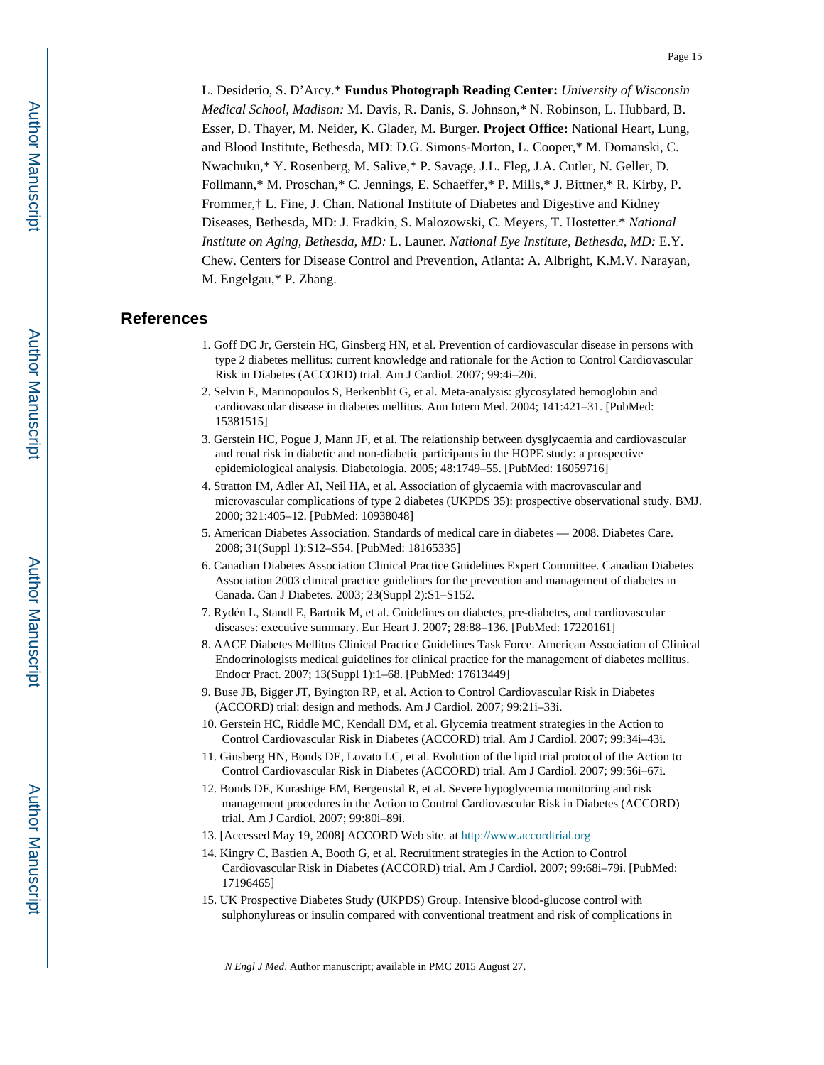L. Desiderio, S. D'Arcy.* **Fundus Photograph Reading Center:** *University of Wisconsin Medical School, Madison:* M. Davis, R. Danis, S. Johnson,* N. Robinson, L. Hubbard, B. Esser, D. Thayer, M. Neider, K. Glader, M. Burger. **Project Office:** National Heart, Lung, and Blood Institute, Bethesda, MD: D.G. Simons-Morton, L. Cooper,* M. Domanski, C. Nwachuku,* Y. Rosenberg, M. Salive,* P. Savage, J.L. Fleg, J.A. Cutler, N. Geller, D. Follmann,* M. Proschan,* C. Jennings, E. Schaeffer,* P. Mills,* J. Bittner,* R. Kirby, P. Frommer,† L. Fine, J. Chan. National Institute of Diabetes and Digestive and Kidney Diseases, Bethesda, MD: J. Fradkin, S. Malozowski, C. Meyers, T. Hostetter.* *National Institute on Aging, Bethesda, MD:* L. Launer. *National Eye Institute, Bethesda, MD:* E.Y. Chew. Centers for Disease Control and Prevention, Atlanta: A. Albright, K.M.V. Narayan, M. Engelgau,* P. Zhang.

## References

1. Goff DC Jr, Gerstein HC, Ginsberg HN, et al. Prevention of cardiovascular disease in persons with type 2 diabetes mellitus: current knowledge and rationale for the Action to Control Cardiovascular Risk in Diabetes (ACCORD) trial. Am J Cardiol. 2007; 99:4i–20i.
2. Selvin E, Marinopoulos S, Berkenblit G, et al. Meta-analysis: glycosylated hemoglobin and cardiovascular disease in diabetes mellitus. Ann Intern Med. 2004; 141:421–31. [PubMed: 15381515]
3. Gerstein HC, Pogue J, Mann JF, et al. The relationship between dysglycaemia and cardiovascular and renal risk in diabetic and non-diabetic participants in the HOPE study: a prospective epidemiological analysis. Diabetologia. 2005; 48:1749–55. [PubMed: 16059716]
4. Stratton IM, Adler AI, Neil HA, et al. Association of glycaemia with macrovascular and microvascular complications of type 2 diabetes (UKPDS 35): prospective observational study. BMJ. 2000; 321:405–12. [PubMed: 10938048]
5. American Diabetes Association. Standards of medical care in diabetes — 2008. Diabetes Care. 2008; 31(Suppl 1):S12–S54. [PubMed: 18165335]
6. Canadian Diabetes Association Clinical Practice Guidelines Expert Committee. Canadian Diabetes Association 2003 clinical practice guidelines for the prevention and management of diabetes in Canada. Can J Diabetes. 2003; 23(Suppl 2):S1–S152.
7. Rydén L, Standl E, Bartnik M, et al. Guidelines on diabetes, pre-diabetes, and cardiovascular diseases: executive summary. Eur Heart J. 2007; 28:88–136. [PubMed: 17220161]
8. AACE Diabetes Mellitus Clinical Practice Guidelines Task Force. American Association of Clinical Endocrinologists medical guidelines for clinical practice for the management of diabetes mellitus. Endocr Pract. 2007; 13(Suppl 1):1–68. [PubMed: 17613449]
9. Buse JB, Bigger JT, Byington RP, et al. Action to Control Cardiovascular Risk in Diabetes (ACCORD) trial: design and methods. Am J Cardiol. 2007; 99:21i–33i.
10. Gerstein HC, Riddle MC, Kendall DM, et al. Glycemia treatment strategies in the Action to Control Cardiovascular Risk in Diabetes (ACCORD) trial. Am J Cardiol. 2007; 99:34i–43i.
11. Ginsberg HN, Bonds DE, Lovato LC, et al. Evolution of the lipid trial protocol of the Action to Control Cardiovascular Risk in Diabetes (ACCORD) trial. Am J Cardiol. 2007; 99:56i–67i.
12. Bonds DE, Kurashige EM, Bergenstal R, et al. Severe hypoglycemia monitoring and risk management procedures in the Action to Control Cardiovascular Risk in Diabetes (ACCORD) trial. Am J Cardiol. 2007; 99:80i–89i.
13. [Accessed May 19, 2008] ACCORD Web site. at http://www.accordtrial.org
14. Kingry C, Bastien A, Booth G, et al. Recruitment strategies in the Action to Control Cardiovascular Risk in Diabetes (ACCORD) trial. Am J Cardiol. 2007; 99:68i–79i. [PubMed: 17196465]
15. UK Prospective Diabetes Study (UKPDS) Group. Intensive blood-glucose control with sulphonylureas or insulin compared with conventional treatment and risk of complications in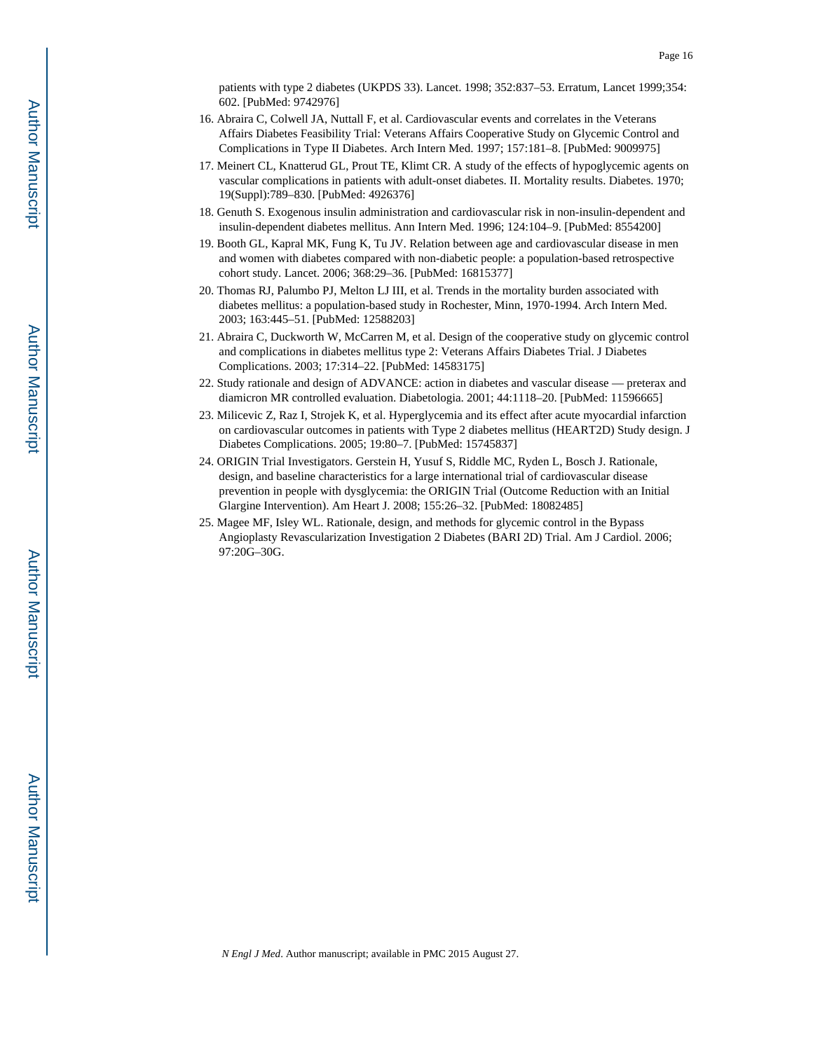patients with type 2 diabetes (UKPDS 33). Lancet. 1998; 352:837–53. Erratum, Lancet 1999;354: 602. [PubMed: 9742976]

16. Abraira C, Colwell JA, Nuttall F, et al. Cardiovascular events and correlates in the Veterans Affairs Diabetes Feasibility Trial: Veterans Affairs Cooperative Study on Glycemic Control and Complications in Type II Diabetes. Arch Intern Med. 1997; 157:181–8. [PubMed: 9009975]
17. Meinert CL, Knatterud GL, Prout TE, Klimt CR. A study of the effects of hypoglycemic agents on vascular complications in patients with adult-onset diabetes. II. Mortality results. Diabetes. 1970; 19(Suppl):789–830. [PubMed: 4926376]
18. Genuth S. Exogenous insulin administration and cardiovascular risk in non-insulin-dependent and insulin-dependent diabetes mellitus. Ann Intern Med. 1996; 124:104–9. [PubMed: 8554200]
19. Booth GL, Kapral MK, Fung K, Tu JV. Relation between age and cardiovascular disease in men and women with diabetes compared with non-diabetic people: a population-based retrospective cohort study. Lancet. 2006; 368:29–36. [PubMed: 16815377]
20. Thomas RJ, Palumbo PJ, Melton LJ III, et al. Trends in the mortality burden associated with diabetes mellitus: a population-based study in Rochester, Minn, 1970-1994. Arch Intern Med. 2003; 163:445–51. [PubMed: 12588203]
21. Abraira C, Duckworth W, McCarren M, et al. Design of the cooperative study on glycemic control and complications in diabetes mellitus type 2: Veterans Affairs Diabetes Trial. J Diabetes Complications. 2003; 17:314–22. [PubMed: 14583175]
22. Study rationale and design of ADVANCE: action in diabetes and vascular disease — preterax and diamicron MR controlled evaluation. Diabetologia. 2001; 44:1118–20. [PubMed: 11596665]
23. Milicevic Z, Raz I, Strojek K, et al. Hyperglycemia and its effect after acute myocardial infarction on cardiovascular outcomes in patients with Type 2 diabetes mellitus (HEART2D) Study design. J Diabetes Complications. 2005; 19:80–7. [PubMed: 15745837]
24. ORIGIN Trial Investigators. Gerstein H, Yusuf S, Riddle MC, Ryden L, Bosch J. Rationale, design, and baseline characteristics for a large international trial of cardiovascular disease prevention in people with dysglycemia: the ORIGIN Trial (Outcome Reduction with an Initial Glargine Intervention). Am Heart J. 2008; 155:26–32. [PubMed: 18082485]
25. Magee MF, Isley WL. Rationale, design, and methods for glycemic control in the Bypass Angioplasty Revascularization Investigation 2 Diabetes (BARI 2D) Trial. Am J Cardiol. 2006; 97:20G–30G.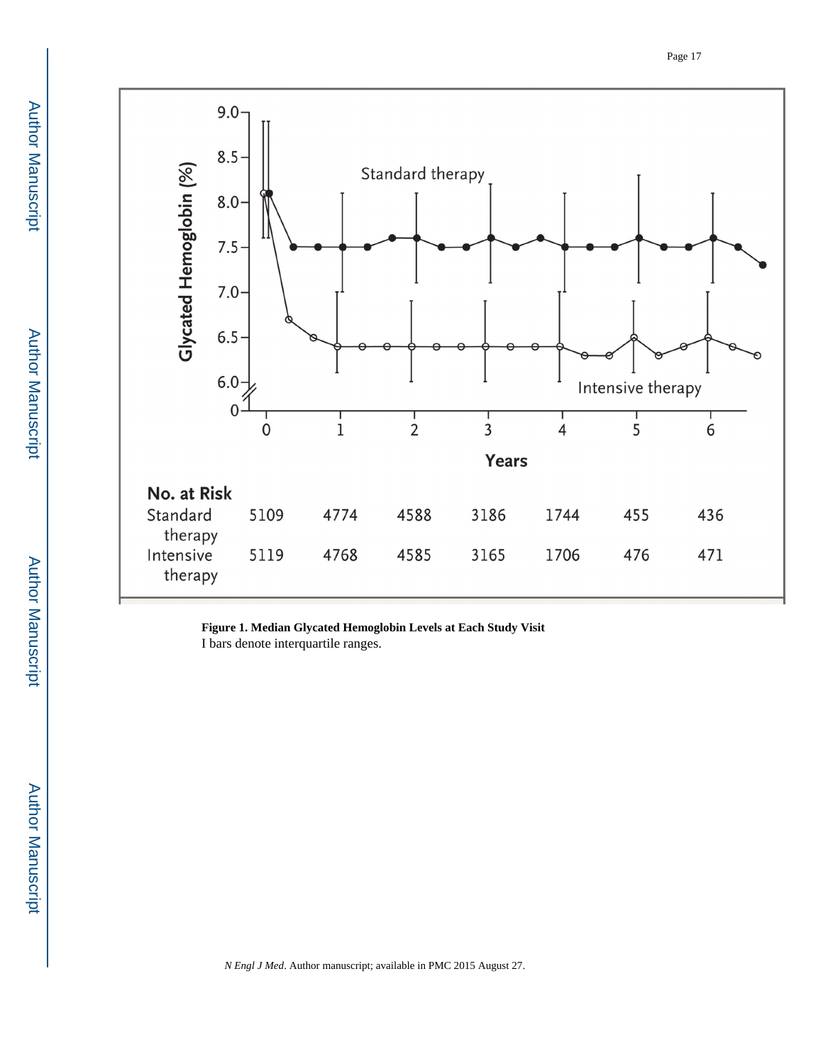| No. at Risk | 0 | 1 | 2 | 3 | 4 | 5 | 6 |
|---|---|---|---|---|---|---|---|
| Standard therapy | 5109 | 4774 | 4588 | 3186 | 1744 | 455 | 436 |
| Intensive therapy | 5119 | 4768 | 4585 | 3165 | 1706 | 476 | 471 |

**Figure 1. Median Glycated Hemoglobin Levels at Each Study Visit**

I bars denote interquartile ranges.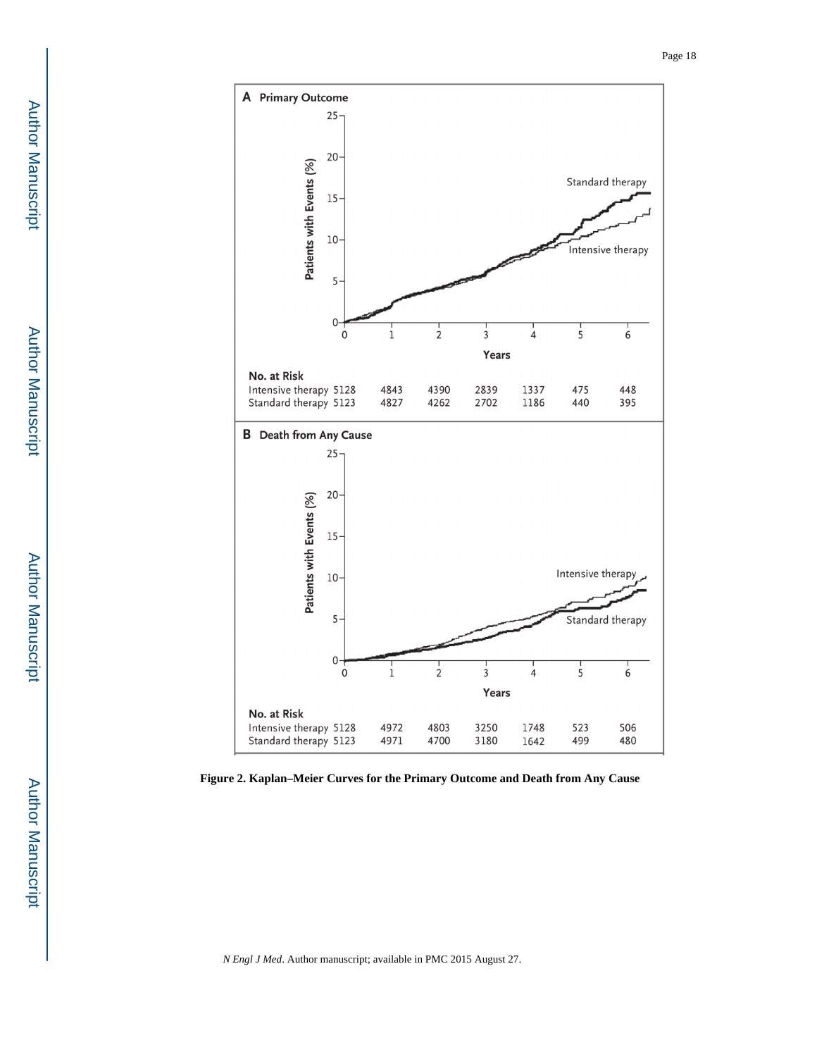**A Primary Outcome**

**No. at Risk**

| | 0 | 1 | 2 | 3 | 4 | 5 | 6 |
|---|---|---|---|---|---|---|---|
| Intensive therapy | 5128 | 4843 | 4390 | 2839 | 1337 | 475 | 448 |
| Standard therapy | 5123 | 4827 | 4262 | 2702 | 1186 | 440 | 395 |

**B Death from Any Cause**

**No. at Risk**

| | 0 | 1 | 2 | 3 | 4 | 5 | 6 |
|---|---|---|---|---|---|---|---|
| Intensive therapy | 5128 | 4972 | 4803 | 3250 | 1748 | 523 | 506 |
| Standard therapy | 5123 | 4971 | 4700 | 3180 | 1642 | 499 | 480 |

**Figure 2. Kaplan–Meier Curves for the Primary Outcome and Death from Any Cause**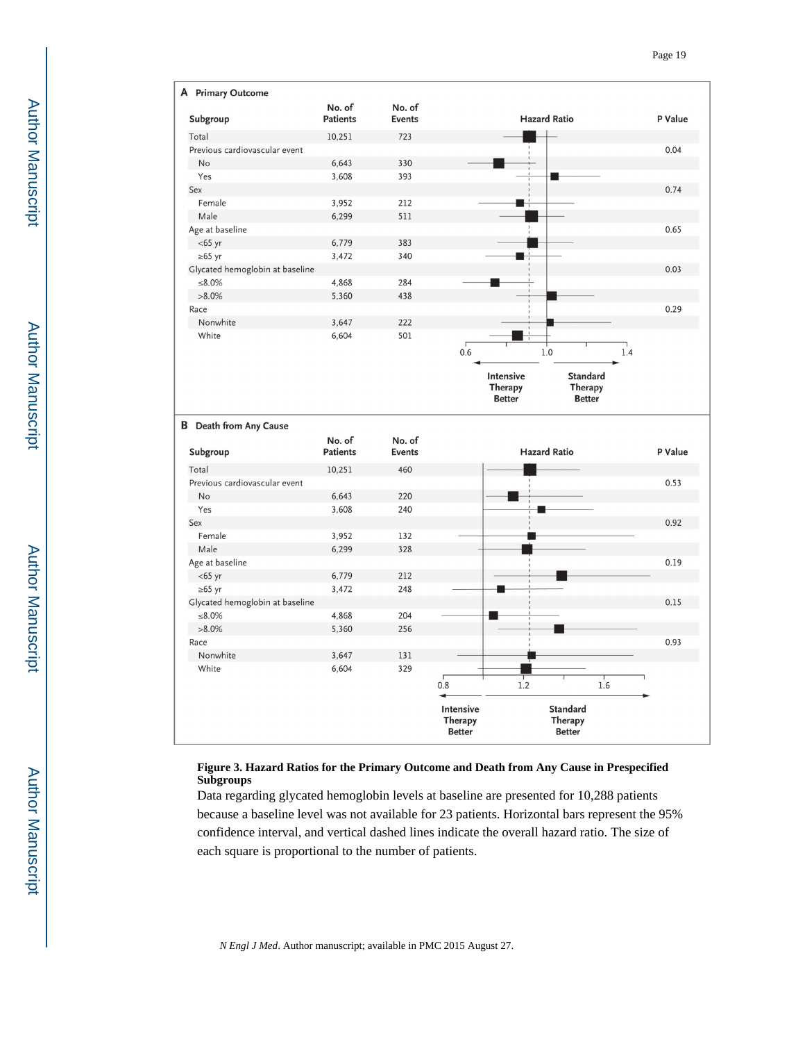**A Primary Outcome**

| Subgroup | No. of Patients | No. of Events | P Value |
|---|---|---|---|
| Total | 10,251 | 723 | |
| Previous cardiovascular event | | | 0.04 |
| No | 6,643 | 330 | |
| Yes | 3,608 | 393 | |
| Sex | | | 0.74 |
| Female | 3,952 | 212 | |
| Male | 6,299 | 511 | |
| Age at baseline | | | 0.65 |
| <65 yr | 6,779 | 383 | |
| ≥65 yr | 3,472 | 340 | |
| Glycated hemoglobin at baseline | | | 0.03 |
| ≤8.0% | 4,868 | 284 | |
| >8.0% | 5,360 | 438 | |
| Race | | | 0.29 |
| Nonwhite | 3,647 | 222 | |
| White | 6,604 | 501 | |

Hazard Ratio axis: 0.6, 1.0, 1.4 — Intensive Therapy Better / Standard Therapy Better

**B Death from Any Cause**

| Subgroup | No. of Patients | No. of Events | P Value |
|---|---|---|---|
| Total | 10,251 | 460 | |
| Previous cardiovascular event | | | 0.53 |
| No | 6,643 | 220 | |
| Yes | 3,608 | 240 | |
| Sex | | | 0.92 |
| Female | 3,952 | 132 | |
| Male | 6,299 | 328 | |
| Age at baseline | | | 0.19 |
| <65 yr | 6,779 | 212 | |
| ≥65 yr | 3,472 | 248 | |
| Glycated hemoglobin at baseline | | | 0.15 |
| ≤8.0% | 4,868 | 204 | |
| >8.0% | 5,360 | 256 | |
| Race | | | 0.93 |
| Nonwhite | 3,647 | 131 | |
| White | 6,604 | 329 | |

Hazard Ratio axis: 0.8, 1.2, 1.6 — Intensive Therapy Better / Standard Therapy Better

**Figure 3. Hazard Ratios for the Primary Outcome and Death from Any Cause in Prespecified Subgroups**

Data regarding glycated hemoglobin levels at baseline are presented for 10,288 patients because a baseline level was not available for 23 patients. Horizontal bars represent the 95% confidence interval, and vertical dashed lines indicate the overall hazard ratio. The size of each square is proportional to the number of patients.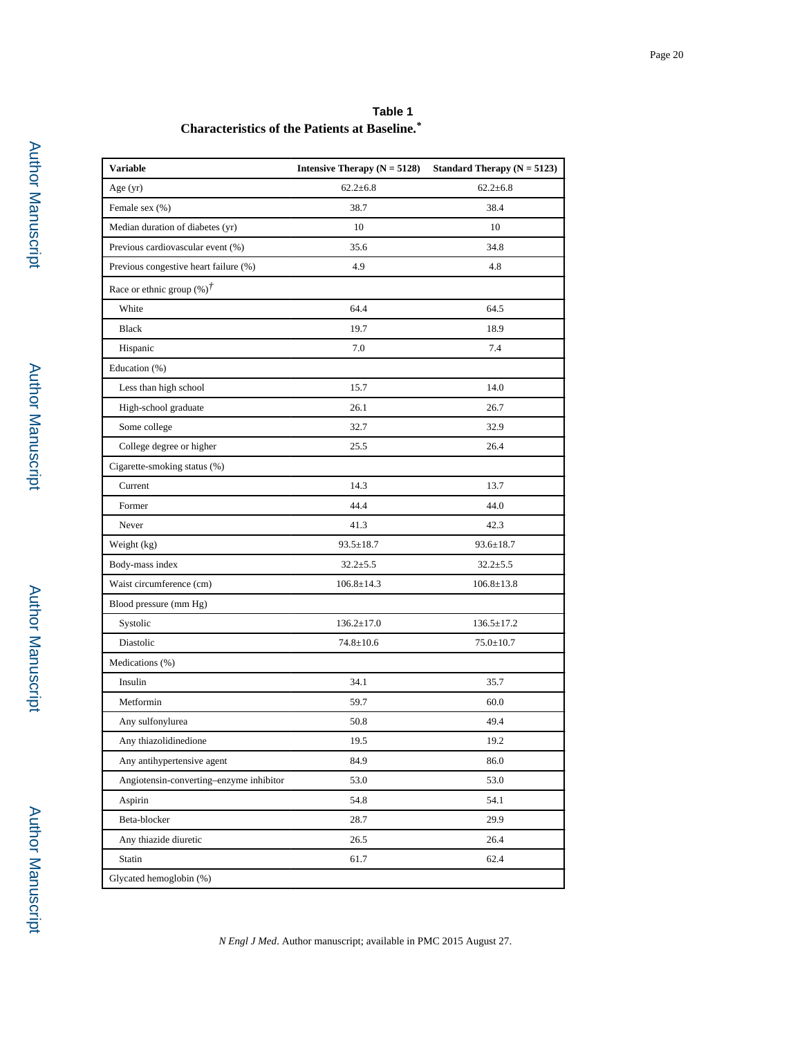**Table 1**

**Characteristics of the Patients at Baseline.***

| Variable | Intensive Therapy (N = 5128) | Standard Therapy (N = 5123) |
|---|---|---|
| Age (yr) | 62.2±6.8 | 62.2±6.8 |
| Female sex (%) | 38.7 | 38.4 |
| Median duration of diabetes (yr) | 10 | 10 |
| Previous cardiovascular event (%) | 35.6 | 34.8 |
| Previous congestive heart failure (%) | 4.9 | 4.8 |
| Race or ethnic group (%)† | | |
| White | 64.4 | 64.5 |
| Black | 19.7 | 18.9 |
| Hispanic | 7.0 | 7.4 |
| Education (%) | | |
| Less than high school | 15.7 | 14.0 |
| High-school graduate | 26.1 | 26.7 |
| Some college | 32.7 | 32.9 |
| College degree or higher | 25.5 | 26.4 |
| Cigarette-smoking status (%) | | |
| Current | 14.3 | 13.7 |
| Former | 44.4 | 44.0 |
| Never | 41.3 | 42.3 |
| Weight (kg) | 93.5±18.7 | 93.6±18.7 |
| Body-mass index | 32.2±5.5 | 32.2±5.5 |
| Waist circumference (cm) | 106.8±14.3 | 106.8±13.8 |
| Blood pressure (mm Hg) | | |
| Systolic | 136.2±17.0 | 136.5±17.2 |
| Diastolic | 74.8±10.6 | 75.0±10.7 |
| Medications (%) | | |
| Insulin | 34.1 | 35.7 |
| Metformin | 59.7 | 60.0 |
| Any sulfonylurea | 50.8 | 49.4 |
| Any thiazolidinedione | 19.5 | 19.2 |
| Any antihypertensive agent | 84.9 | 86.0 |
| Angiotensin-converting–enzyme inhibitor | 53.0 | 53.0 |
| Aspirin | 54.8 | 54.1 |
| Beta-blocker | 28.7 | 29.9 |
| Any thiazide diuretic | 26.5 | 26.4 |
| Statin | 61.7 | 62.4 |
| Glycated hemoglobin (%) | | |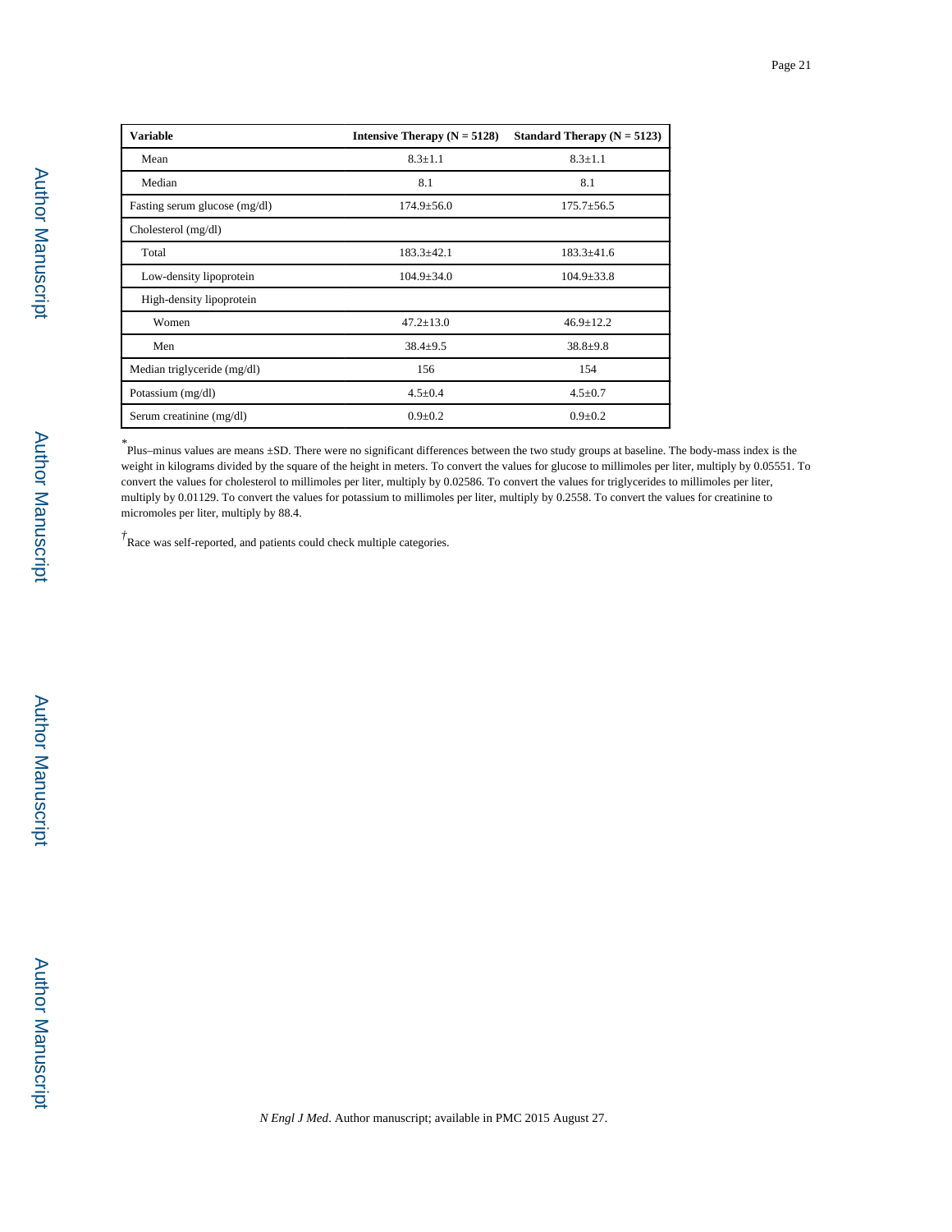| Variable | Intensive Therapy (N = 5128) | Standard Therapy (N = 5123) |
|---|---|---|
| Mean | 8.3±1.1 | 8.3±1.1 |
| Median | 8.1 | 8.1 |
| Fasting serum glucose (mg/dl) | 174.9±56.0 | 175.7±56.5 |
| Cholesterol (mg/dl) | | |
| Total | 183.3±42.1 | 183.3±41.6 |
| Low-density lipoprotein | 104.9±34.0 | 104.9±33.8 |
| High-density lipoprotein | | |
| Women | 47.2±13.0 | 46.9±12.2 |
| Men | 38.4±9.5 | 38.8±9.8 |
| Median triglyceride (mg/dl) | 156 | 154 |
| Potassium (mg/dl) | 4.5±0.4 | 4.5±0.7 |
| Serum creatinine (mg/dl) | 0.9±0.2 | 0.9±0.2 |

*Plus–minus values are means ±SD. There were no significant differences between the two study groups at baseline. The body-mass index is the weight in kilograms divided by the square of the height in meters. To convert the values for glucose to millimoles per liter, multiply by 0.05551. To convert the values for cholesterol to millimoles per liter, multiply by 0.02586. To convert the values for triglycerides to millimoles per liter, multiply by 0.01129. To convert the values for potassium to millimoles per liter, multiply by 0.2558. To convert the values for creatinine to micromoles per liter, multiply by 88.4.

†Race was self-reported, and patients could check multiple categories.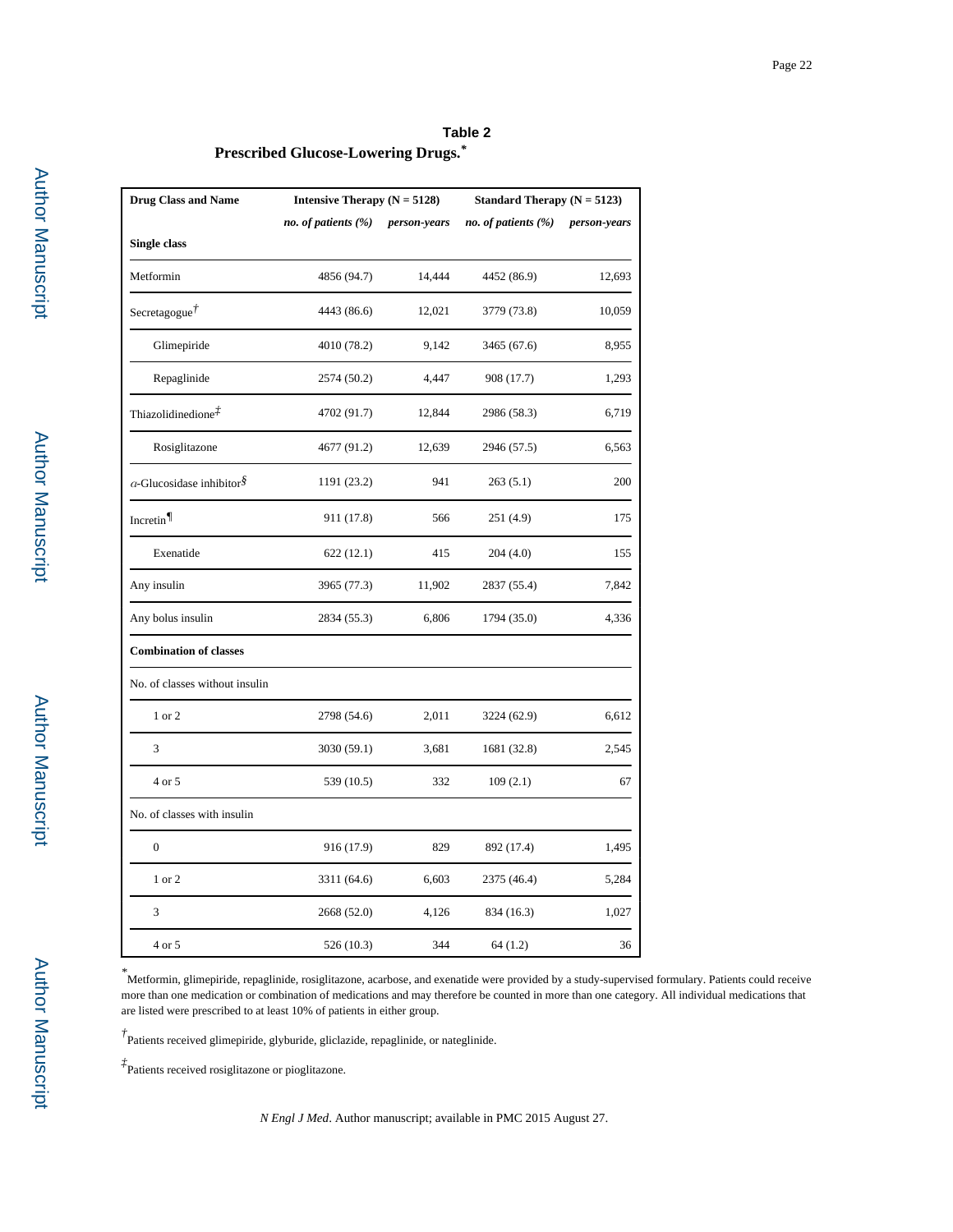## Table 2

**Prescribed Glucose-Lowering Drugs.***

| Drug Class and Name | Intensive Therapy (N = 5128) | | Standard Therapy (N = 5123) | |
|---|---|---|---|---|
| | *no. of patients (%)* | *person-years* | *no. of patients (%)* | *person-years* |
| **Single class** | | | | |
| Metformin | 4856 (94.7) | 14,444 | 4452 (86.9) | 12,693 |
| Secretagogue† | 4443 (86.6) | 12,021 | 3779 (73.8) | 10,059 |
| Glimepiride | 4010 (78.2) | 9,142 | 3465 (67.6) | 8,955 |
| Repaglinide | 2574 (50.2) | 4,447 | 908 (17.7) | 1,293 |
| Thiazolidinedione‡ | 4702 (91.7) | 12,844 | 2986 (58.3) | 6,719 |
| Rosiglitazone | 4677 (91.2) | 12,639 | 2946 (57.5) | 6,563 |
| $\alpha$-Glucosidase inhibitor§ | 1191 (23.2) | 941 | 263 (5.1) | 200 |
| Incretin¶ | 911 (17.8) | 566 | 251 (4.9) | 175 |
| Exenatide | 622 (12.1) | 415 | 204 (4.0) | 155 |
| Any insulin | 3965 (77.3) | 11,902 | 2837 (55.4) | 7,842 |
| Any bolus insulin | 2834 (55.3) | 6,806 | 1794 (35.0) | 4,336 |
| **Combination of classes** | | | | |
| No. of classes without insulin | | | | |
| 1 or 2 | 2798 (54.6) | 2,011 | 3224 (62.9) | 6,612 |
| 3 | 3030 (59.1) | 3,681 | 1681 (32.8) | 2,545 |
| 4 or 5 | 539 (10.5) | 332 | 109 (2.1) | 67 |
| No. of classes with insulin | | | | |
| 0 | 916 (17.9) | 829 | 892 (17.4) | 1,495 |
| 1 or 2 | 3311 (64.6) | 6,603 | 2375 (46.4) | 5,284 |
| 3 | 2668 (52.0) | 4,126 | 834 (16.3) | 1,027 |
| 4 or 5 | 526 (10.3) | 344 | 64 (1.2) | 36 |

*Metformin, glimepiride, repaglinide, rosiglitazone, acarbose, and exenatide were provided by a study-supervised formulary. Patients could receive more than one medication or combination of medications and may therefore be counted in more than one category. All individual medications that are listed were prescribed to at least 10% of patients in either group.

†Patients received glimepiride, glyburide, gliclazide, repaglinide, or nateglinide.

‡Patients received rosiglitazone or pioglitazone.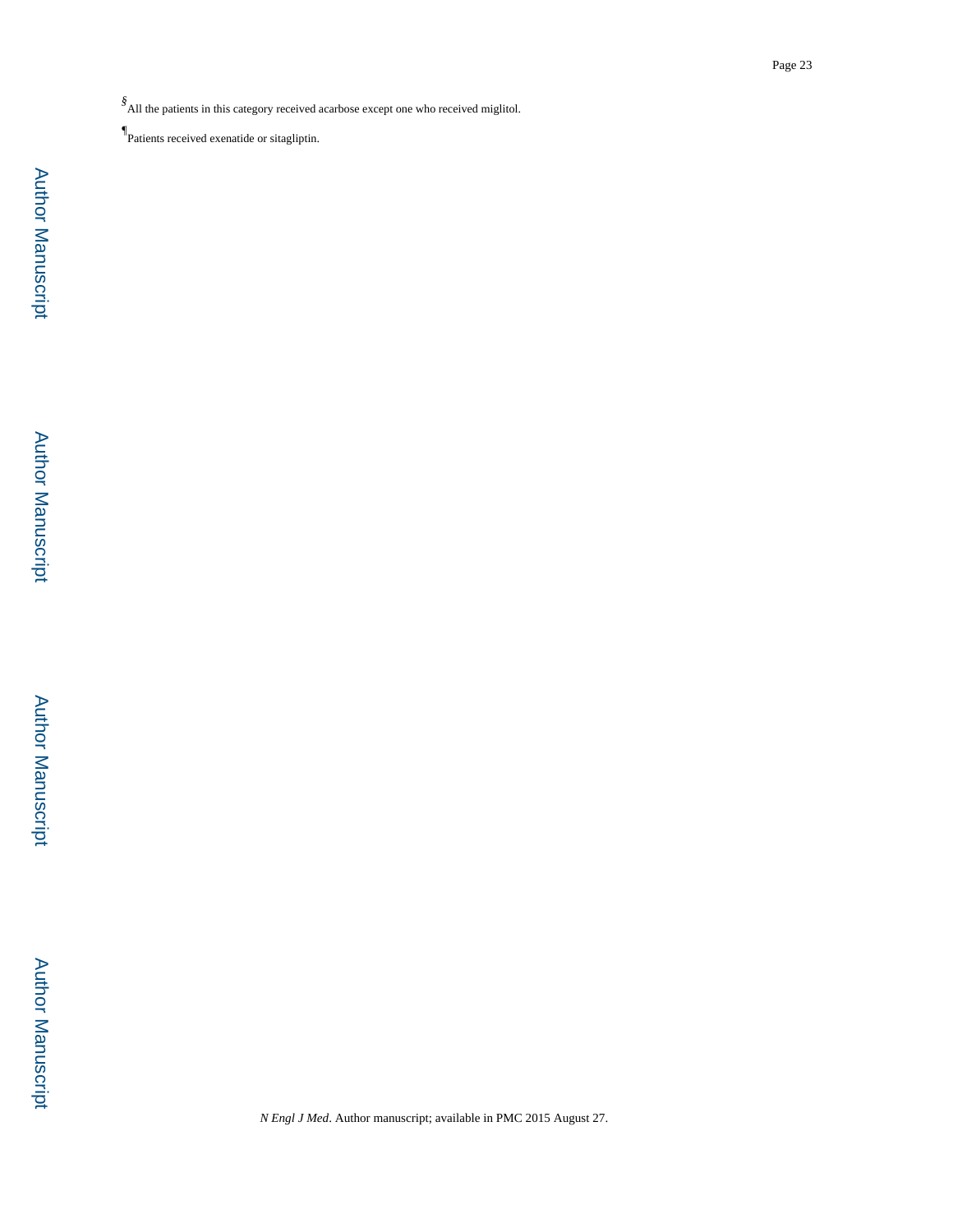§ All the patients in this category received acarbose except one who received miglitol.

¶ Patients received exenatide or sitagliptin.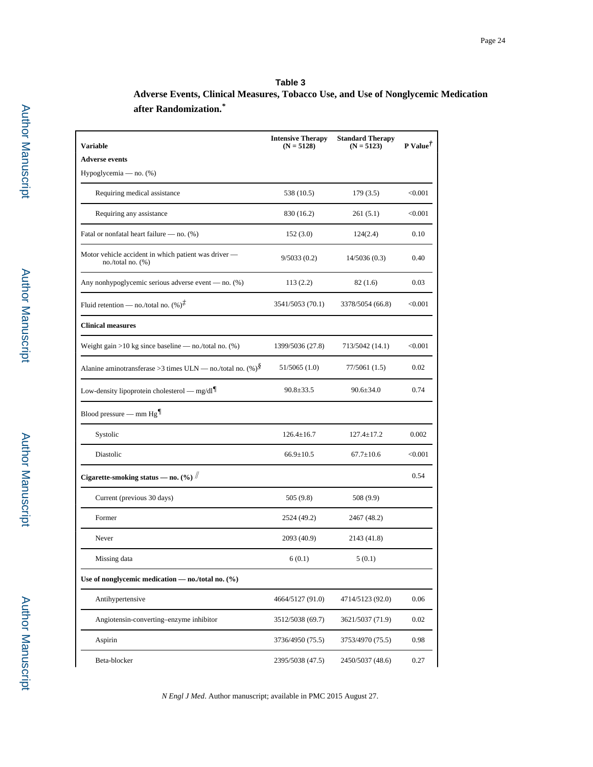**Table 3**

**Adverse Events, Clinical Measures, Tobacco Use, and Use of Nonglycemic Medication after Randomization.*** 

| Variable | Intensive Therapy (N = 5128) | Standard Therapy (N = 5123) | P Value† |
|---|---|---|---|
| **Adverse events** | | | |
| Hypoglycemia — no. (%) | | | |
| Requiring medical assistance | 538 (10.5) | 179 (3.5) | <0.001 |
| Requiring any assistance | 830 (16.2) | 261 (5.1) | <0.001 |
| Fatal or nonfatal heart failure — no. (%) | 152 (3.0) | 124(2.4) | 0.10 |
| Motor vehicle accident in which patient was driver — no./total no. (%) | 9/5033 (0.2) | 14/5036 (0.3) | 0.40 |
| Any nonhypoglycemic serious adverse event — no. (%) | 113 (2.2) | 82 (1.6) | 0.03 |
| Fluid retention — no./total no. (%)‡ | 3541/5053 (70.1) | 3378/5054 (66.8) | <0.001 |
| **Clinical measures** | | | |
| Weight gain >10 kg since baseline — no./total no. (%) | 1399/5036 (27.8) | 713/5042 (14.1) | <0.001 |
| Alanine aminotransferase >3 times ULN — no./total no. (%)§ | 51/5065 (1.0) | 77/5061 (1.5) | 0.02 |
| Low-density lipoprotein cholesterol — mg/dl¶ | 90.8±33.5 | 90.6±34.0 | 0.74 |
| Blood pressure — mm Hg¶ | | | |
| Systolic | 126.4±16.7 | 127.4±17.2 | 0.002 |
| Diastolic | 66.9±10.5 | 67.7±10.6 | <0.001 |
| **Cigarette-smoking status — no. (%)** ‖ | | | 0.54 |
| Current (previous 30 days) | 505 (9.8) | 508 (9.9) | |
| Former | 2524 (49.2) | 2467 (48.2) | |
| Never | 2093 (40.9) | 2143 (41.8) | |
| Missing data | 6 (0.1) | 5 (0.1) | |
| **Use of nonglycemic medication — no./total no. (%)** | | | |
| Antihypertensive | 4664/5127 (91.0) | 4714/5123 (92.0) | 0.06 |
| Angiotensin-converting–enzyme inhibitor | 3512/5038 (69.7) | 3621/5037 (71.9) | 0.02 |
| Aspirin | 3736/4950 (75.5) | 3753/4970 (75.5) | 0.98 |
| Beta-blocker | 2395/5038 (47.5) | 2450/5037 (48.6) | 0.27 |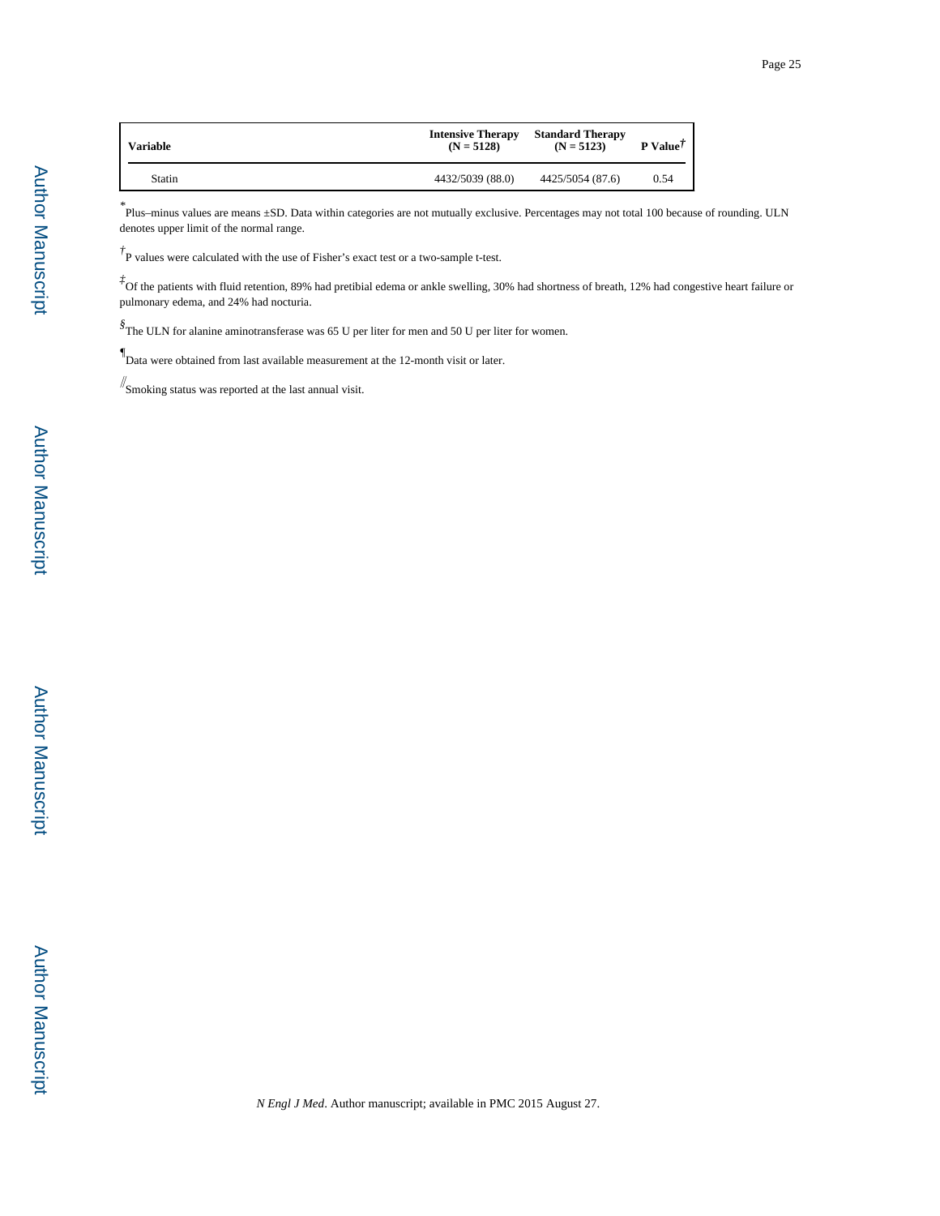| Variable | Intensive Therapy (N = 5128) | Standard Therapy (N = 5123) | P Value[†] |
|---|---|---|---|
| Statin | 4432/5039 (88.0) | 4425/5054 (87.6) | 0.54 |

[*] Plus–minus values are means ±SD. Data within categories are not mutually exclusive. Percentages may not total 100 because of rounding. ULN denotes upper limit of the normal range.

[†] P values were calculated with the use of Fisher's exact test or a two-sample t-test.

[‡] Of the patients with fluid retention, 89% had pretibial edema or ankle swelling, 30% had shortness of breath, 12% had congestive heart failure or pulmonary edema, and 24% had nocturia.

[§] The ULN for alanine aminotransferase was 65 U per liter for men and 50 U per liter for women.

[¶] Data were obtained from last available measurement at the 12-month visit or later.

[//] Smoking status was reported at the last annual visit.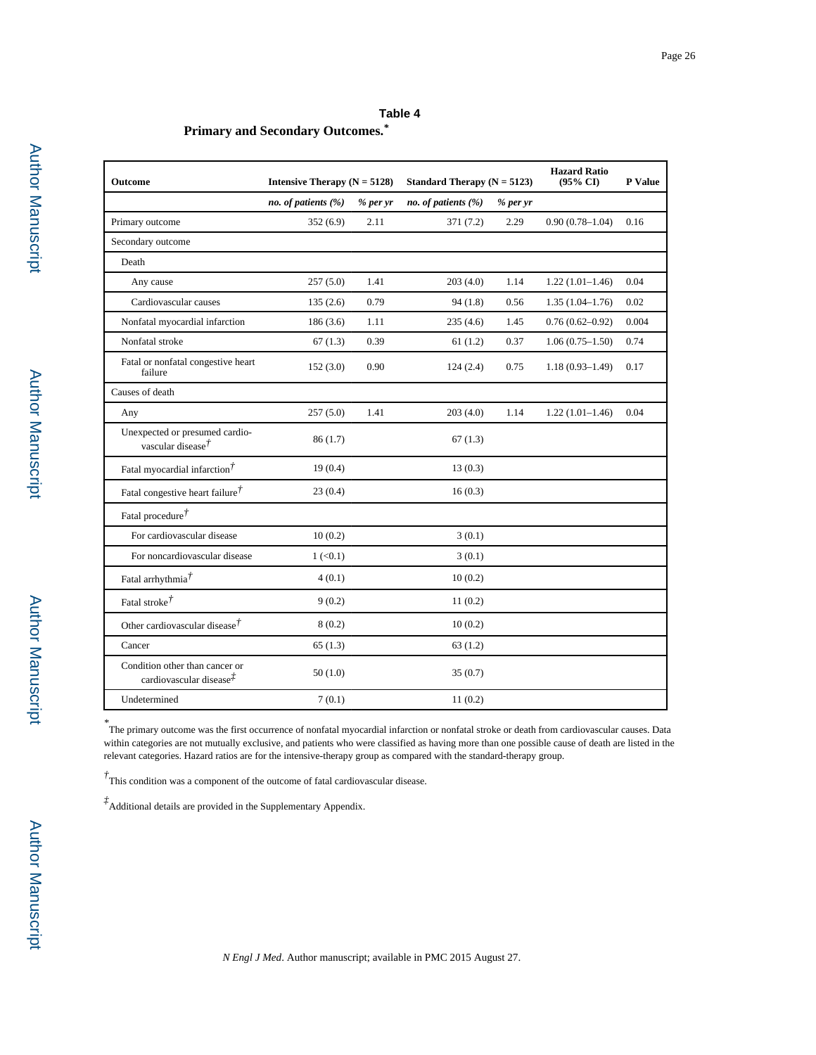## Table 4

**Primary and Secondary Outcomes.***

| Outcome | Intensive Therapy (N = 5128) | | Standard Therapy (N = 5123) | | Hazard Ratio (95% CI) | P Value |
|---|---|---|---|---|---|---|
| | *no. of patients (%)* | *% per yr* | *no. of patients (%)* | *% per yr* | | |
| Primary outcome | 352 (6.9) | 2.11 | 371 (7.2) | 2.29 | 0.90 (0.78–1.04) | 0.16 |
| Secondary outcome | | | | | | |
| Death | | | | | | |
| Any cause | 257 (5.0) | 1.41 | 203 (4.0) | 1.14 | 1.22 (1.01–1.46) | 0.04 |
| Cardiovascular causes | 135 (2.6) | 0.79 | 94 (1.8) | 0.56 | 1.35 (1.04–1.76) | 0.02 |
| Nonfatal myocardial infarction | 186 (3.6) | 1.11 | 235 (4.6) | 1.45 | 0.76 (0.62–0.92) | 0.004 |
| Nonfatal stroke | 67 (1.3) | 0.39 | 61 (1.2) | 0.37 | 1.06 (0.75–1.50) | 0.74 |
| Fatal or nonfatal congestive heart failure | 152 (3.0) | 0.90 | 124 (2.4) | 0.75 | 1.18 (0.93–1.49) | 0.17 |
| Causes of death | | | | | | |
| Any | 257 (5.0) | 1.41 | 203 (4.0) | 1.14 | 1.22 (1.01–1.46) | 0.04 |
| Unexpected or presumed cardio-vascular disease† | 86 (1.7) | | 67 (1.3) | | | |
| Fatal myocardial infarction† | 19 (0.4) | | 13 (0.3) | | | |
| Fatal congestive heart failure† | 23 (0.4) | | 16 (0.3) | | | |
| Fatal procedure† | | | | | | |
| For cardiovascular disease | 10 (0.2) | | 3 (0.1) | | | |
| For noncardiovascular disease | 1 (<0.1) | | 3 (0.1) | | | |
| Fatal arrhythmia† | 4 (0.1) | | 10 (0.2) | | | |
| Fatal stroke† | 9 (0.2) | | 11 (0.2) | | | |
| Other cardiovascular disease† | 8 (0.2) | | 10 (0.2) | | | |
| Cancer | 65 (1.3) | | 63 (1.2) | | | |
| Condition other than cancer or cardiovascular disease‡ | 50 (1.0) | | 35 (0.7) | | | |
| Undetermined | 7 (0.1) | | 11 (0.2) | | | |

*The primary outcome was the first occurrence of nonfatal myocardial infarction or nonfatal stroke or death from cardiovascular causes. Data within categories are not mutually exclusive, and patients who were classified as having more than one possible cause of death are listed in the relevant categories. Hazard ratios are for the intensive-therapy group as compared with the standard-therapy group.

†This condition was a component of the outcome of fatal cardiovascular disease.

‡Additional details are provided in the Supplementary Appendix.